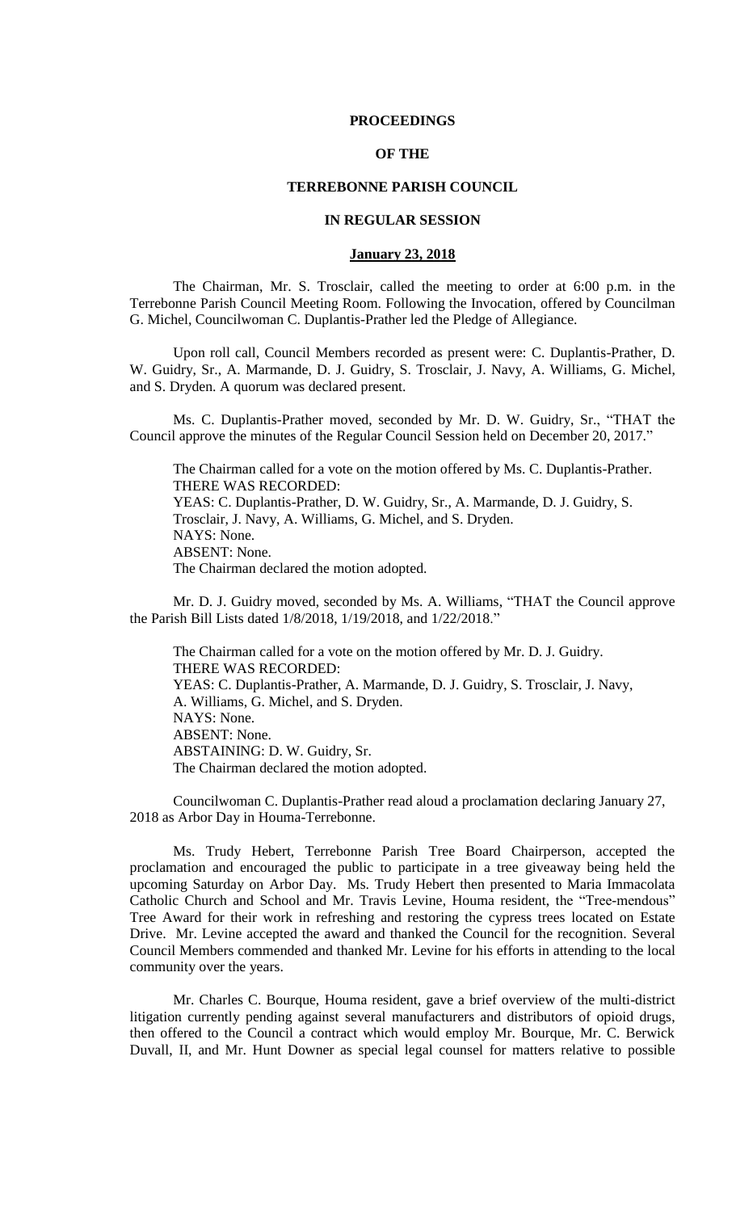# PROCEEDINGS

# OF THE

# TERREBONNE PARISH COUNCIL

# IN REGULAR SESSION

## January 23, 2018

The Chairman, Mr. S. Trosclair, called the meeting to order at 6:00 p.m. in the Terrebonne Parish Council Meeting Room. Following the Invocation, offered by Councilman G. Michel, Councilwoman C. Duplantis-Prather led the Pledge of Allegiance.

Upon roll call, Council Members recorded as present were: C. Duplantis-Prather, D. W. Guidry, Sr., A. Marmande, D. J. Guidry, S. Trosclair, J. Navy, A. Williams, G. Michel, and S. Dryden. A quorum was declared present.

Ms. C. Duplantis-Prather moved, seconded by Mr. D. W. Guidry, Sr., "THAT the Council approve the minutes of the Regular Council Session held on December 20, 2017."

The Chairman called for a vote on the motion offered by Ms. C. Duplantis-Prather.
THERE WAS RECORDED:
YEAS: C. Duplantis-Prather, D. W. Guidry, Sr., A. Marmande, D. J. Guidry, S. Trosclair, J. Navy, A. Williams, G. Michel, and S. Dryden.
NAYS: None.
ABSENT: None.
The Chairman declared the motion adopted.

Mr. D. J. Guidry moved, seconded by Ms. A. Williams, "THAT the Council approve the Parish Bill Lists dated 1/8/2018, 1/19/2018, and 1/22/2018."

The Chairman called for a vote on the motion offered by Mr. D. J. Guidry.
THERE WAS RECORDED:
YEAS: C. Duplantis-Prather, A. Marmande, D. J. Guidry, S. Trosclair, J. Navy, A. Williams, G. Michel, and S. Dryden.
NAYS: None.
ABSENT: None.
ABSTAINING: D. W. Guidry, Sr.
The Chairman declared the motion adopted.

Councilwoman C. Duplantis-Prather read aloud a proclamation declaring January 27, 2018 as Arbor Day in Houma-Terrebonne.

Ms. Trudy Hebert, Terrebonne Parish Tree Board Chairperson, accepted the proclamation and encouraged the public to participate in a tree giveaway being held the upcoming Saturday on Arbor Day. Ms. Trudy Hebert then presented to Maria Immacolata Catholic Church and School and Mr. Travis Levine, Houma resident, the "Tree-mendous" Tree Award for their work in refreshing and restoring the cypress trees located on Estate Drive. Mr. Levine accepted the award and thanked the Council for the recognition. Several Council Members commended and thanked Mr. Levine for his efforts in attending to the local community over the years.

Mr. Charles C. Bourque, Houma resident, gave a brief overview of the multi-district litigation currently pending against several manufacturers and distributors of opioid drugs, then offered to the Council a contract which would employ Mr. Bourque, Mr. C. Berwick Duvall, II, and Mr. Hunt Downer as special legal counsel for matters relative to possible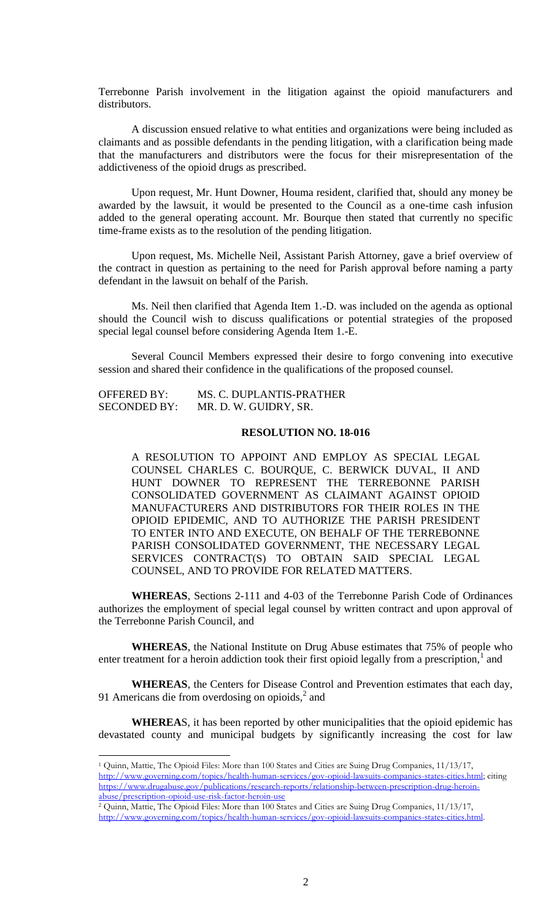Terrebonne Parish involvement in the litigation against the opioid manufacturers and distributors.

A discussion ensued relative to what entities and organizations were being included as claimants and as possible defendants in the pending litigation, with a clarification being made that the manufacturers and distributors were the focus for their misrepresentation of the addictiveness of the opioid drugs as prescribed.

Upon request, Mr. Hunt Downer, Houma resident, clarified that, should any money be awarded by the lawsuit, it would be presented to the Council as a one-time cash infusion added to the general operating account. Mr. Bourque then stated that currently no specific time-frame exists as to the resolution of the pending litigation.

Upon request, Ms. Michelle Neil, Assistant Parish Attorney, gave a brief overview of the contract in question as pertaining to the need for Parish approval before naming a party defendant in the lawsuit on behalf of the Parish.

Ms. Neil then clarified that Agenda Item 1.-D. was included on the agenda as optional should the Council wish to discuss qualifications or potential strategies of the proposed special legal counsel before considering Agenda Item 1.-E.

Several Council Members expressed their desire to forgo convening into executive session and shared their confidence in the qualifications of the proposed counsel.

OFFERED BY: MS. C. DUPLANTIS-PRATHER
SECONDED BY: MR. D. W. GUIDRY, SR.

**RESOLUTION NO. 18-016**

A RESOLUTION TO APPOINT AND EMPLOY AS SPECIAL LEGAL COUNSEL CHARLES C. BOURQUE, C. BERWICK DUVAL, II AND HUNT DOWNER TO REPRESENT THE TERREBONNE PARISH CONSOLIDATED GOVERNMENT AS CLAIMANT AGAINST OPIOID MANUFACTURERS AND DISTRIBUTORS FOR THEIR ROLES IN THE OPIOID EPIDEMIC, AND TO AUTHORIZE THE PARISH PRESIDENT TO ENTER INTO AND EXECUTE, ON BEHALF OF THE TERREBONNE PARISH CONSOLIDATED GOVERNMENT, THE NECESSARY LEGAL SERVICES CONTRACT(S) TO OBTAIN SAID SPECIAL LEGAL COUNSEL, AND TO PROVIDE FOR RELATED MATTERS.

**WHEREAS**, Sections 2-111 and 4-03 of the Terrebonne Parish Code of Ordinances authorizes the employment of special legal counsel by written contract and upon approval of the Terrebonne Parish Council, and

**WHEREAS**, the National Institute on Drug Abuse estimates that 75% of people who enter treatment for a heroin addiction took their first opioid legally from a prescription,[1] and

**WHEREAS**, the Centers for Disease Control and Prevention estimates that each day, 91 Americans die from overdosing on opioids,[2] and

**WHEREAS**, it has been reported by other municipalities that the opioid epidemic has devastated county and municipal budgets by significantly increasing the cost for law

---

[1] Quinn, Mattie, The Opioid Files: More than 100 States and Cities are Suing Drug Companies, 11/13/17, http://www.governing.com/topics/health-human-services/gov-opioid-lawsuits-companies-states-cities.html; citing https://www.drugabuse.gov/publications/research-reports/relationship-between-prescription-drug-heroin-abuse/prescription-opioid-use-risk-factor-heroin-use

[2] Quinn, Mattie, The Opioid Files: More than 100 States and Cities are Suing Drug Companies, 11/13/17, http://www.governing.com/topics/health-human-services/gov-opioid-lawsuits-companies-states-cities.html.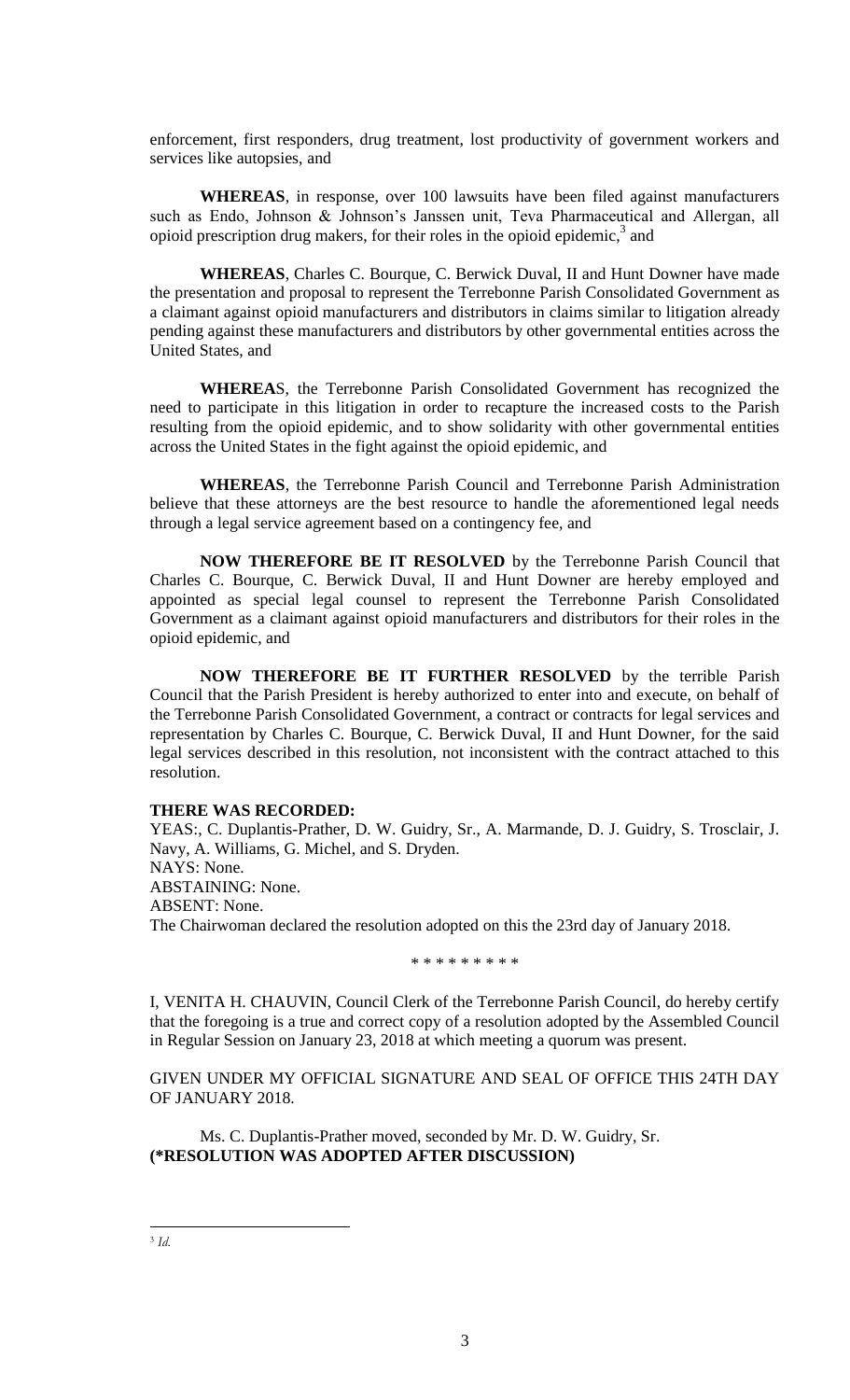enforcement, first responders, drug treatment, lost productivity of government workers and services like autopsies, and

**WHEREAS**, in response, over 100 lawsuits have been filed against manufacturers such as Endo, Johnson & Johnson's Janssen unit, Teva Pharmaceutical and Allergan, all opioid prescription drug makers, for their roles in the opioid epidemic,[3] and

**WHEREAS**, Charles C. Bourque, C. Berwick Duval, II and Hunt Downer have made the presentation and proposal to represent the Terrebonne Parish Consolidated Government as a claimant against opioid manufacturers and distributors in claims similar to litigation already pending against these manufacturers and distributors by other governmental entities across the United States, and

**WHEREA**S, the Terrebonne Parish Consolidated Government has recognized the need to participate in this litigation in order to recapture the increased costs to the Parish resulting from the opioid epidemic, and to show solidarity with other governmental entities across the United States in the fight against the opioid epidemic, and

**WHEREAS**, the Terrebonne Parish Council and Terrebonne Parish Administration believe that these attorneys are the best resource to handle the aforementioned legal needs through a legal service agreement based on a contingency fee, and

**NOW THEREFORE BE IT RESOLVED** by the Terrebonne Parish Council that Charles C. Bourque, C. Berwick Duval, II and Hunt Downer are hereby employed and appointed as special legal counsel to represent the Terrebonne Parish Consolidated Government as a claimant against opioid manufacturers and distributors for their roles in the opioid epidemic, and

**NOW THEREFORE BE IT FURTHER RESOLVED** by the terrible Parish Council that the Parish President is hereby authorized to enter into and execute, on behalf of the Terrebonne Parish Consolidated Government, a contract or contracts for legal services and representation by Charles C. Bourque, C. Berwick Duval, II and Hunt Downer, for the said legal services described in this resolution, not inconsistent with the contract attached to this resolution.

**THERE WAS RECORDED:**

YEAS:, C. Duplantis-Prather, D. W. Guidry, Sr., A. Marmande, D. J. Guidry, S. Trosclair, J. Navy, A. Williams, G. Michel, and S. Dryden.
NAYS: None.
ABSTAINING: None.
ABSENT: None.
The Chairwoman declared the resolution adopted on this the 23rd day of January 2018.

\* \* \* \* \* \* \* \* \*

I, VENITA H. CHAUVIN, Council Clerk of the Terrebonne Parish Council, do hereby certify that the foregoing is a true and correct copy of a resolution adopted by the Assembled Council in Regular Session on January 23, 2018 at which meeting a quorum was present.

GIVEN UNDER MY OFFICIAL SIGNATURE AND SEAL OF OFFICE THIS 24TH DAY OF JANUARY 2018.

Ms. C. Duplantis-Prather moved, seconded by Mr. D. W. Guidry, Sr.
**(\*RESOLUTION WAS ADOPTED AFTER DISCUSSION)**

---

[3] *Id.*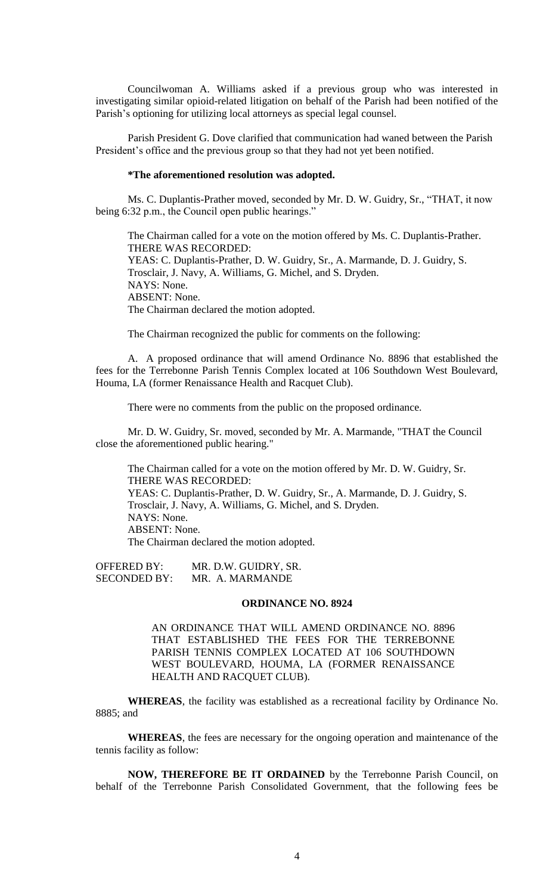Councilwoman A. Williams asked if a previous group who was interested in investigating similar opioid-related litigation on behalf of the Parish had been notified of the Parish's optioning for utilizing local attorneys as special legal counsel.

Parish President G. Dove clarified that communication had waned between the Parish President's office and the previous group so that they had not yet been notified.

**\*The aforementioned resolution was adopted.**

Ms. C. Duplantis-Prather moved, seconded by Mr. D. W. Guidry, Sr., "THAT, it now being 6:32 p.m., the Council open public hearings."

The Chairman called for a vote on the motion offered by Ms. C. Duplantis-Prather.
THERE WAS RECORDED:
YEAS: C. Duplantis-Prather, D. W. Guidry, Sr., A. Marmande, D. J. Guidry, S. Trosclair, J. Navy, A. Williams, G. Michel, and S. Dryden.
NAYS: None.
ABSENT: None.
The Chairman declared the motion adopted.

The Chairman recognized the public for comments on the following:

A. A proposed ordinance that will amend Ordinance No. 8896 that established the fees for the Terrebonne Parish Tennis Complex located at 106 Southdown West Boulevard, Houma, LA (former Renaissance Health and Racquet Club).

There were no comments from the public on the proposed ordinance.

Mr. D. W. Guidry, Sr. moved, seconded by Mr. A. Marmande, "THAT the Council close the aforementioned public hearing."

The Chairman called for a vote on the motion offered by Mr. D. W. Guidry, Sr.
THERE WAS RECORDED:
YEAS: C. Duplantis-Prather, D. W. Guidry, Sr., A. Marmande, D. J. Guidry, S. Trosclair, J. Navy, A. Williams, G. Michel, and S. Dryden.
NAYS: None.
ABSENT: None.
The Chairman declared the motion adopted.

OFFERED BY: MR. D.W. GUIDRY, SR.
SECONDED BY: MR. A. MARMANDE

## ORDINANCE NO. 8924

AN ORDINANCE THAT WILL AMEND ORDINANCE NO. 8896 THAT ESTABLISHED THE FEES FOR THE TERREBONNE PARISH TENNIS COMPLEX LOCATED AT 106 SOUTHDOWN WEST BOULEVARD, HOUMA, LA (FORMER RENAISSANCE HEALTH AND RACQUET CLUB).

**WHEREAS**, the facility was established as a recreational facility by Ordinance No. 8885; and

**WHEREAS**, the fees are necessary for the ongoing operation and maintenance of the tennis facility as follow:

**NOW, THEREFORE BE IT ORDAINED** by the Terrebonne Parish Council, on behalf of the Terrebonne Parish Consolidated Government, that the following fees be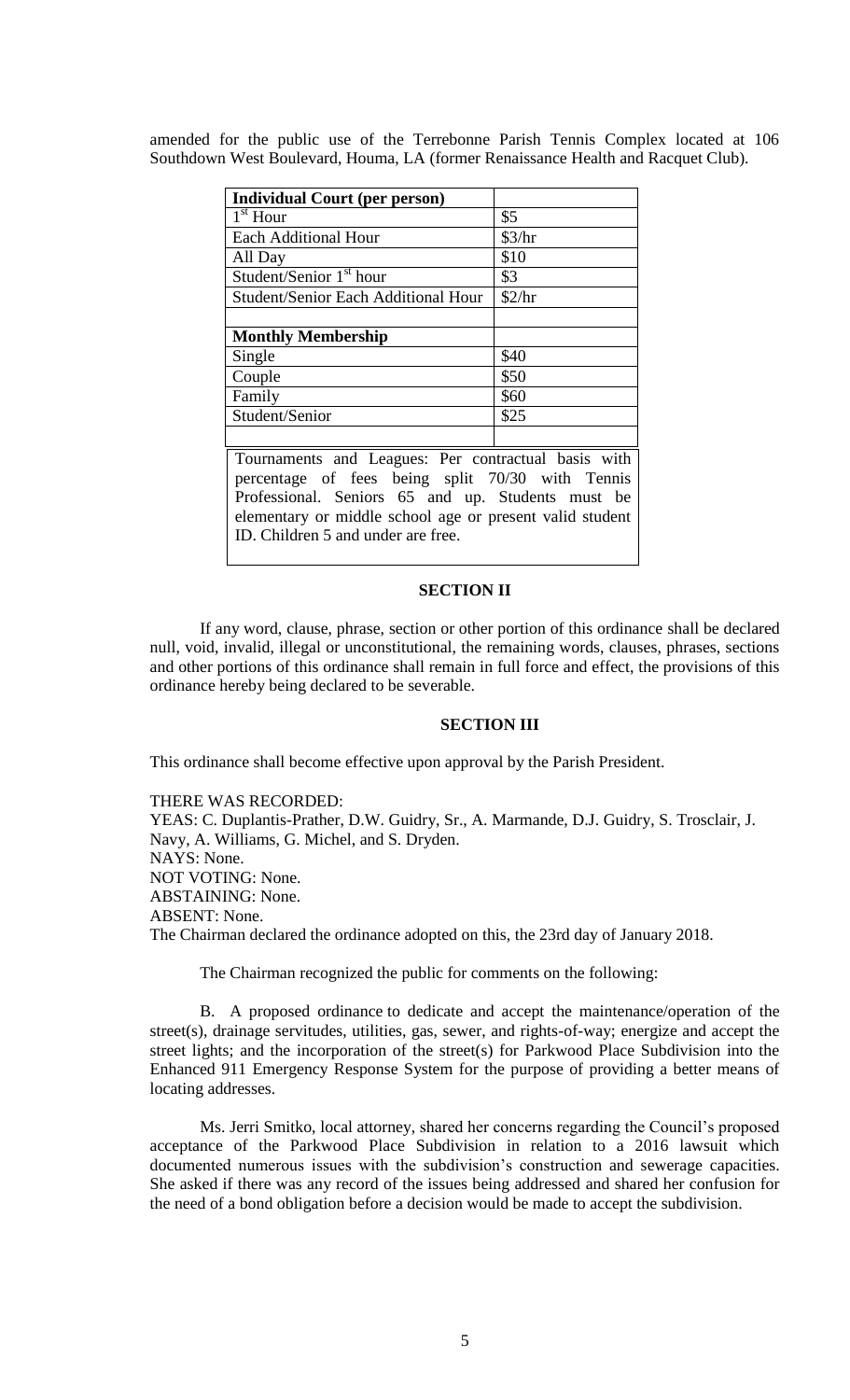amended for the public use of the Terrebonne Parish Tennis Complex located at 106 Southdown West Boulevard, Houma, LA (former Renaissance Health and Racquet Club).

| **Individual Court (per person)** | |
|---|---|
| 1st Hour | $5 |
| Each Additional Hour | $3/hr |
| All Day | $10 |
| Student/Senior 1st hour | $3 |
| Student/Senior Each Additional Hour | $2/hr |
| | |
| **Monthly Membership** | |
| Single | $40 |
| Couple | $50 |
| Family | $60 |
| Student/Senior | $25 |
| | |
| Tournaments and Leagues: Per contractual basis with percentage of fees being split 70/30 with Tennis Professional. Seniors 65 and up. Students must be elementary or middle school age or present valid student ID. Children 5 and under are free. | |

### SECTION II

If any word, clause, phrase, section or other portion of this ordinance shall be declared null, void, invalid, illegal or unconstitutional, the remaining words, clauses, phrases, sections and other portions of this ordinance shall remain in full force and effect, the provisions of this ordinance hereby being declared to be severable.

### SECTION III

This ordinance shall become effective upon approval by the Parish President.

THERE WAS RECORDED:
YEAS: C. Duplantis-Prather, D.W. Guidry, Sr., A. Marmande, D.J. Guidry, S. Trosclair, J. Navy, A. Williams, G. Michel, and S. Dryden.
NAYS: None.
NOT VOTING: None.
ABSTAINING: None.
ABSENT: None.
The Chairman declared the ordinance adopted on this, the 23rd day of January 2018.

The Chairman recognized the public for comments on the following:

B. A proposed ordinance to dedicate and accept the maintenance/operation of the street(s), drainage servitudes, utilities, gas, sewer, and rights-of-way; energize and accept the street lights; and the incorporation of the street(s) for Parkwood Place Subdivision into the Enhanced 911 Emergency Response System for the purpose of providing a better means of locating addresses.

Ms. Jerri Smitko, local attorney, shared her concerns regarding the Council's proposed acceptance of the Parkwood Place Subdivision in relation to a 2016 lawsuit which documented numerous issues with the subdivision's construction and sewerage capacities. She asked if there was any record of the issues being addressed and shared her confusion for the need of a bond obligation before a decision would be made to accept the subdivision.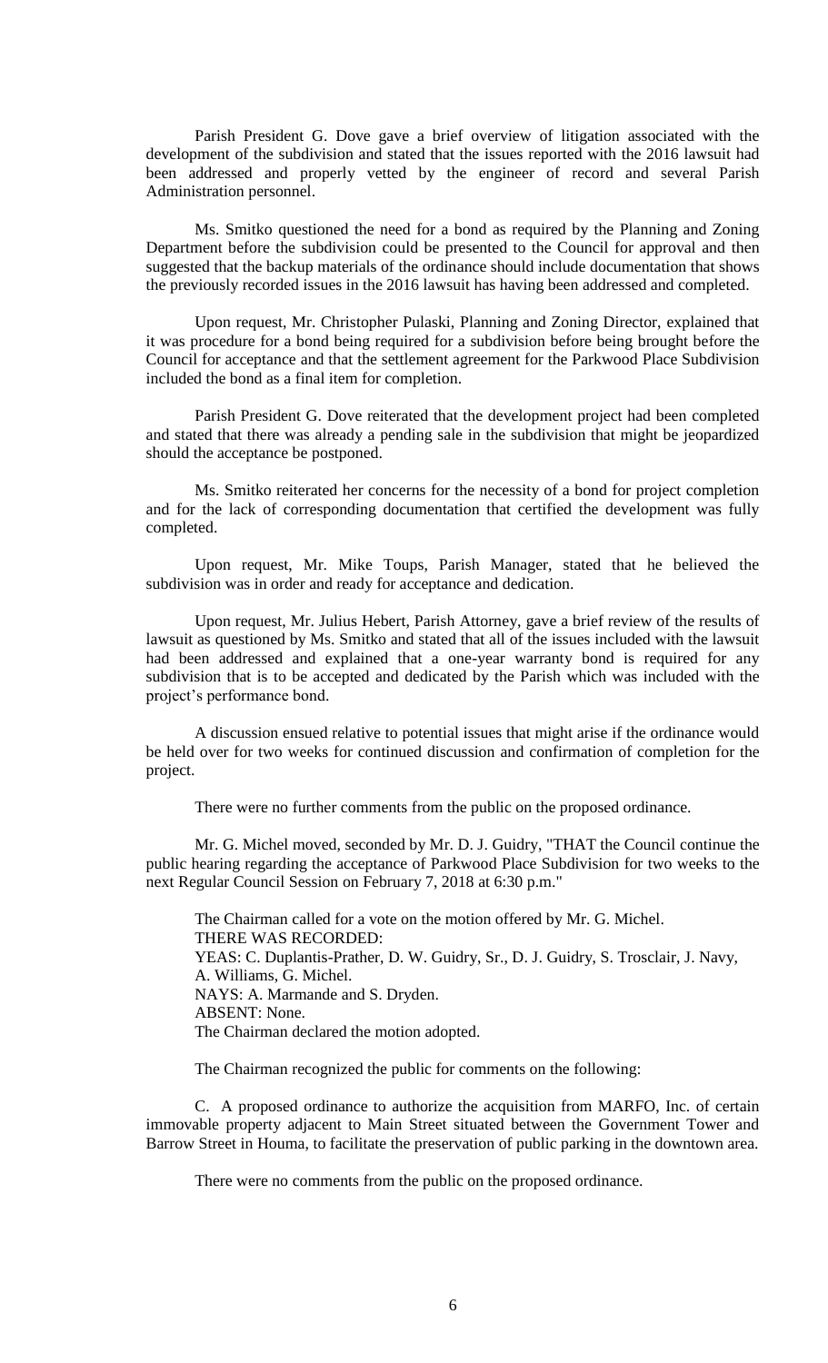Parish President G. Dove gave a brief overview of litigation associated with the development of the subdivision and stated that the issues reported with the 2016 lawsuit had been addressed and properly vetted by the engineer of record and several Parish Administration personnel.

Ms. Smitko questioned the need for a bond as required by the Planning and Zoning Department before the subdivision could be presented to the Council for approval and then suggested that the backup materials of the ordinance should include documentation that shows the previously recorded issues in the 2016 lawsuit has having been addressed and completed.

Upon request, Mr. Christopher Pulaski, Planning and Zoning Director, explained that it was procedure for a bond being required for a subdivision before being brought before the Council for acceptance and that the settlement agreement for the Parkwood Place Subdivision included the bond as a final item for completion.

Parish President G. Dove reiterated that the development project had been completed and stated that there was already a pending sale in the subdivision that might be jeopardized should the acceptance be postponed.

Ms. Smitko reiterated her concerns for the necessity of a bond for project completion and for the lack of corresponding documentation that certified the development was fully completed.

Upon request, Mr. Mike Toups, Parish Manager, stated that he believed the subdivision was in order and ready for acceptance and dedication.

Upon request, Mr. Julius Hebert, Parish Attorney, gave a brief review of the results of lawsuit as questioned by Ms. Smitko and stated that all of the issues included with the lawsuit had been addressed and explained that a one-year warranty bond is required for any subdivision that is to be accepted and dedicated by the Parish which was included with the project's performance bond.

A discussion ensued relative to potential issues that might arise if the ordinance would be held over for two weeks for continued discussion and confirmation of completion for the project.

There were no further comments from the public on the proposed ordinance.

Mr. G. Michel moved, seconded by Mr. D. J. Guidry, "THAT the Council continue the public hearing regarding the acceptance of Parkwood Place Subdivision for two weeks to the next Regular Council Session on February 7, 2018 at 6:30 p.m."

The Chairman called for a vote on the motion offered by Mr. G. Michel.
THERE WAS RECORDED:
YEAS: C. Duplantis-Prather, D. W. Guidry, Sr., D. J. Guidry, S. Trosclair, J. Navy, A. Williams, G. Michel.
NAYS: A. Marmande and S. Dryden.
ABSENT: None.
The Chairman declared the motion adopted.

The Chairman recognized the public for comments on the following:

C. A proposed ordinance to authorize the acquisition from MARFO, Inc. of certain immovable property adjacent to Main Street situated between the Government Tower and Barrow Street in Houma, to facilitate the preservation of public parking in the downtown area.

There were no comments from the public on the proposed ordinance.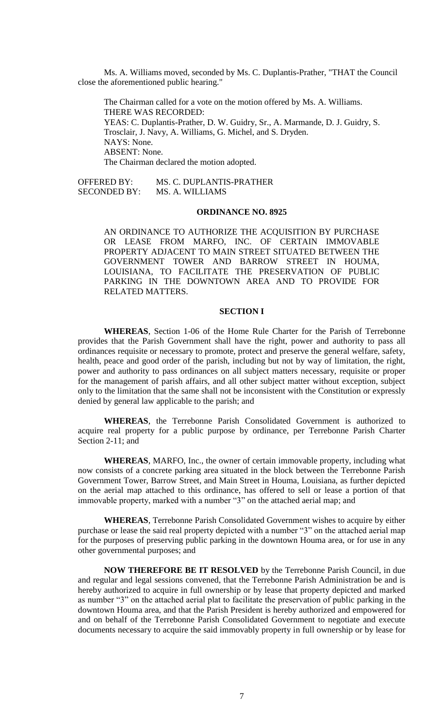Ms. A. Williams moved, seconded by Ms. C. Duplantis-Prather, "THAT the Council close the aforementioned public hearing."

The Chairman called for a vote on the motion offered by Ms. A. Williams.
THERE WAS RECORDED:
YEAS: C. Duplantis-Prather, D. W. Guidry, Sr., A. Marmande, D. J. Guidry, S. Trosclair, J. Navy, A. Williams, G. Michel, and S. Dryden.
NAYS: None.
ABSENT: None.
The Chairman declared the motion adopted.

OFFERED BY: MS. C. DUPLANTIS-PRATHER
SECONDED BY: MS. A. WILLIAMS

**ORDINANCE NO. 8925**

AN ORDINANCE TO AUTHORIZE THE ACQUISITION BY PURCHASE OR LEASE FROM MARFO, INC. OF CERTAIN IMMOVABLE PROPERTY ADJACENT TO MAIN STREET SITUATED BETWEEN THE GOVERNMENT TOWER AND BARROW STREET IN HOUMA, LOUISIANA, TO FACILITATE THE PRESERVATION OF PUBLIC PARKING IN THE DOWNTOWN AREA AND TO PROVIDE FOR RELATED MATTERS.

**SECTION I**

**WHEREAS**, Section 1-06 of the Home Rule Charter for the Parish of Terrebonne provides that the Parish Government shall have the right, power and authority to pass all ordinances requisite or necessary to promote, protect and preserve the general welfare, safety, health, peace and good order of the parish, including but not by way of limitation, the right, power and authority to pass ordinances on all subject matters necessary, requisite or proper for the management of parish affairs, and all other subject matter without exception, subject only to the limitation that the same shall not be inconsistent with the Constitution or expressly denied by general law applicable to the parish; and

**WHEREAS**, the Terrebonne Parish Consolidated Government is authorized to acquire real property for a public purpose by ordinance, per Terrebonne Parish Charter Section 2-11; and

**WHEREAS**, MARFO, Inc., the owner of certain immovable property, including what now consists of a concrete parking area situated in the block between the Terrebonne Parish Government Tower, Barrow Street, and Main Street in Houma, Louisiana, as further depicted on the aerial map attached to this ordinance, has offered to sell or lease a portion of that immovable property, marked with a number "3" on the attached aerial map; and

**WHEREAS**, Terrebonne Parish Consolidated Government wishes to acquire by either purchase or lease the said real property depicted with a number "3" on the attached aerial map for the purposes of preserving public parking in the downtown Houma area, or for use in any other governmental purposes; and

**NOW THEREFORE BE IT RESOLVED** by the Terrebonne Parish Council, in due and regular and legal sessions convened, that the Terrebonne Parish Administration be and is hereby authorized to acquire in full ownership or by lease that property depicted and marked as number "3" on the attached aerial plat to facilitate the preservation of public parking in the downtown Houma area, and that the Parish President is hereby authorized and empowered for and on behalf of the Terrebonne Parish Consolidated Government to negotiate and execute documents necessary to acquire the said immovably property in full ownership or by lease for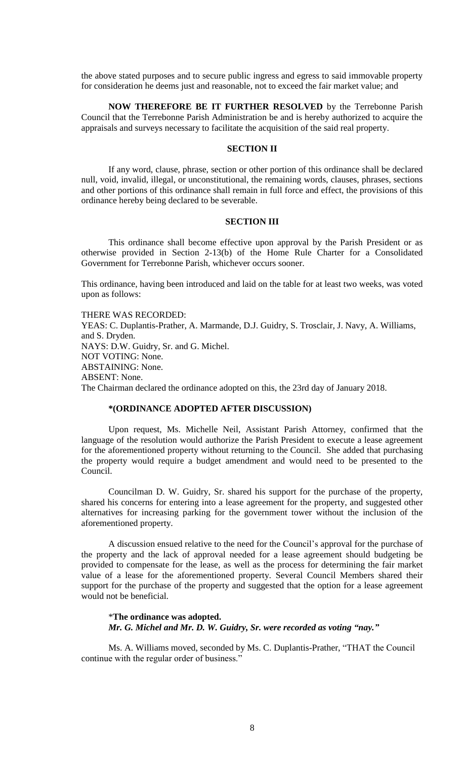the above stated purposes and to secure public ingress and egress to said immovable property for consideration he deems just and reasonable, not to exceed the fair market value; and

**NOW THEREFORE BE IT FURTHER RESOLVED** by the Terrebonne Parish Council that the Terrebonne Parish Administration be and is hereby authorized to acquire the appraisals and surveys necessary to facilitate the acquisition of the said real property.

**SECTION II**

If any word, clause, phrase, section or other portion of this ordinance shall be declared null, void, invalid, illegal, or unconstitutional, the remaining words, clauses, phrases, sections and other portions of this ordinance shall remain in full force and effect, the provisions of this ordinance hereby being declared to be severable.

**SECTION III**

This ordinance shall become effective upon approval by the Parish President or as otherwise provided in Section 2-13(b) of the Home Rule Charter for a Consolidated Government for Terrebonne Parish, whichever occurs sooner.

This ordinance, having been introduced and laid on the table for at least two weeks, was voted upon as follows:

THERE WAS RECORDED:
YEAS: C. Duplantis-Prather, A. Marmande, D.J. Guidry, S. Trosclair, J. Navy, A. Williams, and S. Dryden.
NAYS: D.W. Guidry, Sr. and G. Michel.
NOT VOTING: None.
ABSTAINING: None.
ABSENT: None.
The Chairman declared the ordinance adopted on this, the 23rd day of January 2018.

**\*(ORDINANCE ADOPTED AFTER DISCUSSION)**

Upon request, Ms. Michelle Neil, Assistant Parish Attorney, confirmed that the language of the resolution would authorize the Parish President to execute a lease agreement for the aforementioned property without returning to the Council. She added that purchasing the property would require a budget amendment and would need to be presented to the Council.

Councilman D. W. Guidry, Sr. shared his support for the purchase of the property, shared his concerns for entering into a lease agreement for the property, and suggested other alternatives for increasing parking for the government tower without the inclusion of the aforementioned property.

A discussion ensued relative to the need for the Council's approval for the purchase of the property and the lack of approval needed for a lease agreement should budgeting be provided to compensate for the lease, as well as the process for determining the fair market value of a lease for the aforementioned property. Several Council Members shared their support for the purchase of the property and suggested that the option for a lease agreement would not be beneficial.

\***The ordinance was adopted.**
***Mr. G. Michel and Mr. D. W. Guidry, Sr. were recorded as voting "nay."***

Ms. A. Williams moved, seconded by Ms. C. Duplantis-Prather, "THAT the Council continue with the regular order of business."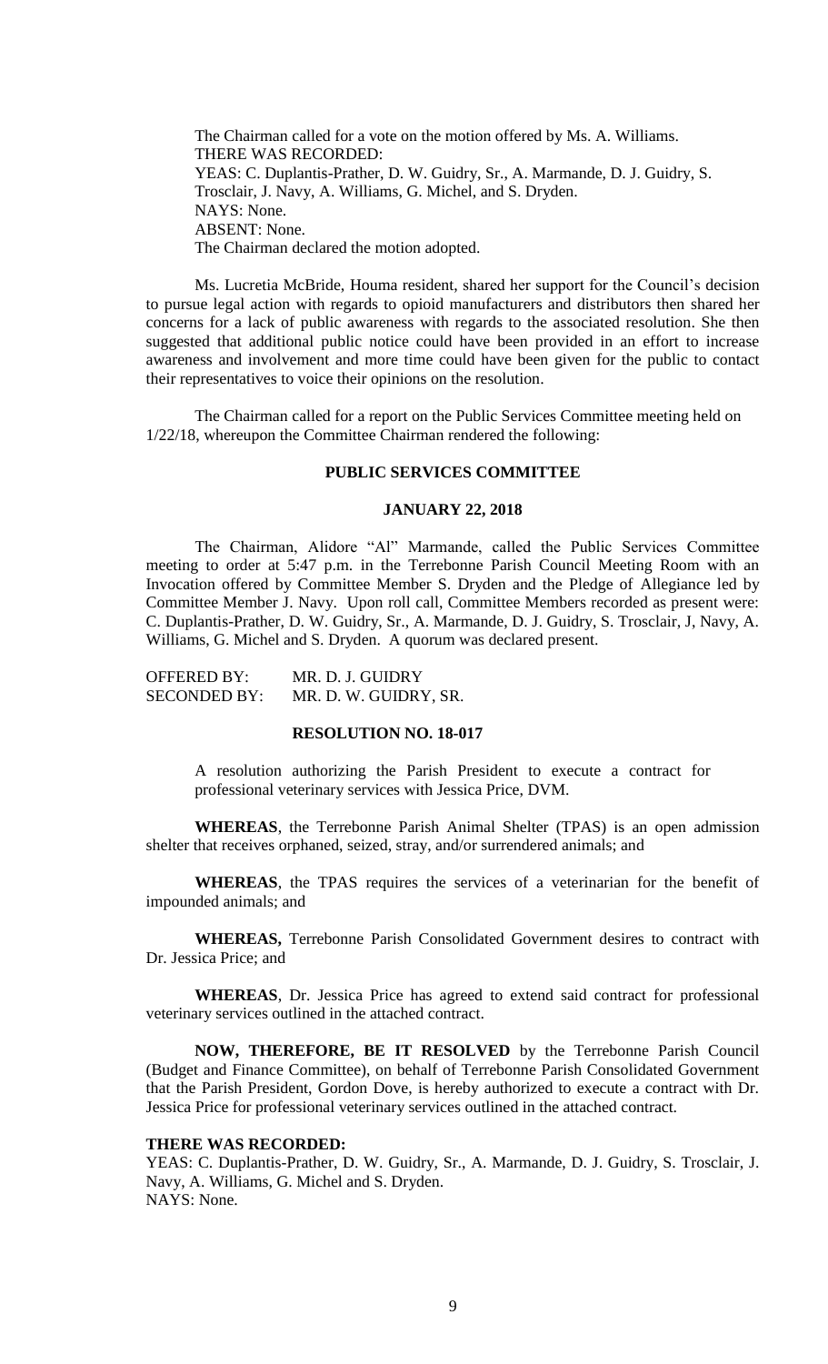The Chairman called for a vote on the motion offered by Ms. A. Williams.
THERE WAS RECORDED:
YEAS: C. Duplantis-Prather, D. W. Guidry, Sr., A. Marmande, D. J. Guidry, S. Trosclair, J. Navy, A. Williams, G. Michel, and S. Dryden.
NAYS: None.
ABSENT: None.
The Chairman declared the motion adopted.

Ms. Lucretia McBride, Houma resident, shared her support for the Council's decision to pursue legal action with regards to opioid manufacturers and distributors then shared her concerns for a lack of public awareness with regards to the associated resolution. She then suggested that additional public notice could have been provided in an effort to increase awareness and involvement and more time could have been given for the public to contact their representatives to voice their opinions on the resolution.

The Chairman called for a report on the Public Services Committee meeting held on 1/22/18, whereupon the Committee Chairman rendered the following:

**PUBLIC SERVICES COMMITTEE**

**JANUARY 22, 2018**

The Chairman, Alidore "Al" Marmande, called the Public Services Committee meeting to order at 5:47 p.m. in the Terrebonne Parish Council Meeting Room with an Invocation offered by Committee Member S. Dryden and the Pledge of Allegiance led by Committee Member J. Navy. Upon roll call, Committee Members recorded as present were: C. Duplantis-Prather, D. W. Guidry, Sr., A. Marmande, D. J. Guidry, S. Trosclair, J, Navy, A. Williams, G. Michel and S. Dryden. A quorum was declared present.

OFFERED BY: MR. D. J. GUIDRY
SECONDED BY: MR. D. W. GUIDRY, SR.

**RESOLUTION NO. 18-017**

A resolution authorizing the Parish President to execute a contract for professional veterinary services with Jessica Price, DVM.

**WHEREAS**, the Terrebonne Parish Animal Shelter (TPAS) is an open admission shelter that receives orphaned, seized, stray, and/or surrendered animals; and

**WHEREAS**, the TPAS requires the services of a veterinarian for the benefit of impounded animals; and

**WHEREAS,** Terrebonne Parish Consolidated Government desires to contract with Dr. Jessica Price; and

**WHEREAS**, Dr. Jessica Price has agreed to extend said contract for professional veterinary services outlined in the attached contract.

**NOW, THEREFORE, BE IT RESOLVED** by the Terrebonne Parish Council (Budget and Finance Committee), on behalf of Terrebonne Parish Consolidated Government that the Parish President, Gordon Dove, is hereby authorized to execute a contract with Dr. Jessica Price for professional veterinary services outlined in the attached contract.

**THERE WAS RECORDED:**
YEAS: C. Duplantis-Prather, D. W. Guidry, Sr., A. Marmande, D. J. Guidry, S. Trosclair, J. Navy, A. Williams, G. Michel and S. Dryden.
NAYS: None.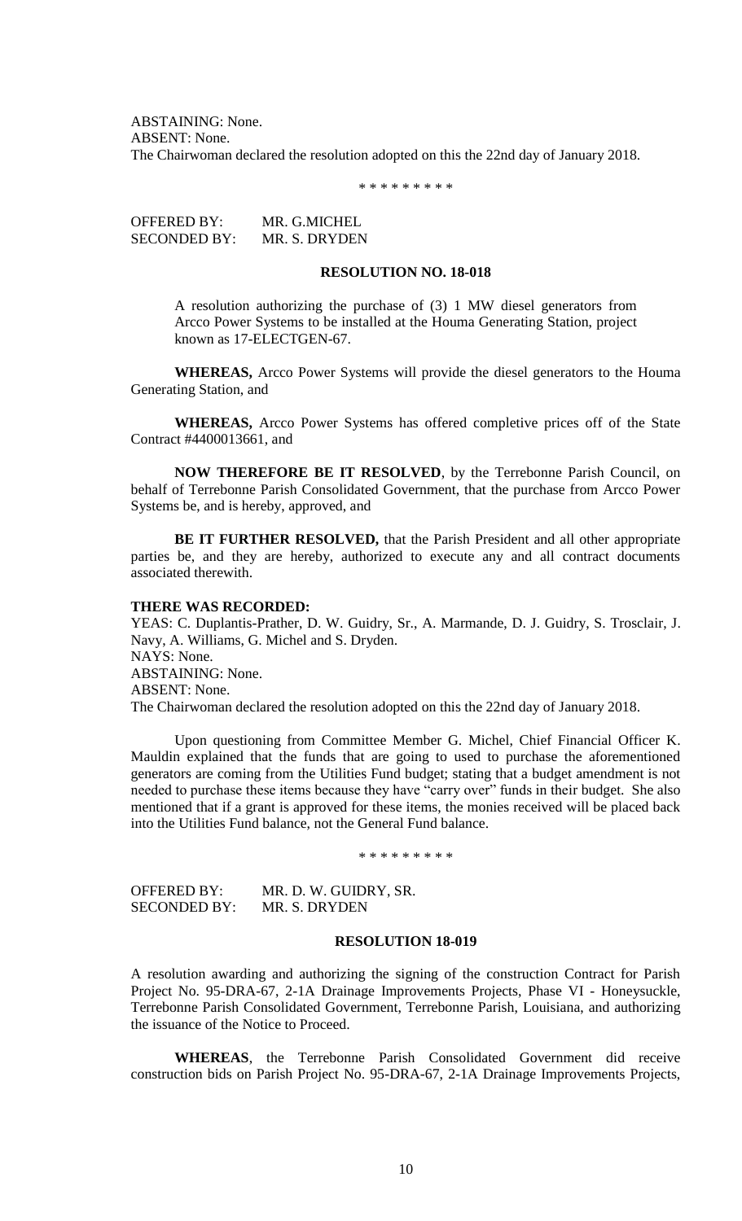ABSTAINING: None.
ABSENT: None.
The Chairwoman declared the resolution adopted on this the 22nd day of January 2018.

\* \* \* \* \* \* \* \* \*

OFFERED BY: MR. G.MICHEL
SECONDED BY: MR. S. DRYDEN

**RESOLUTION NO. 18-018**

A resolution authorizing the purchase of (3) 1 MW diesel generators from Arcco Power Systems to be installed at the Houma Generating Station, project known as 17-ELECTGEN-67.

**WHEREAS,** Arcco Power Systems will provide the diesel generators to the Houma Generating Station, and

**WHEREAS,** Arcco Power Systems has offered completive prices off of the State Contract #4400013661, and

**NOW THEREFORE BE IT RESOLVED**, by the Terrebonne Parish Council, on behalf of Terrebonne Parish Consolidated Government, that the purchase from Arcco Power Systems be, and is hereby, approved, and

**BE IT FURTHER RESOLVED,** that the Parish President and all other appropriate parties be, and they are hereby, authorized to execute any and all contract documents associated therewith.

**THERE WAS RECORDED:**
YEAS: C. Duplantis-Prather, D. W. Guidry, Sr., A. Marmande, D. J. Guidry, S. Trosclair, J. Navy, A. Williams, G. Michel and S. Dryden.
NAYS: None.
ABSTAINING: None.
ABSENT: None.
The Chairwoman declared the resolution adopted on this the 22nd day of January 2018.

Upon questioning from Committee Member G. Michel, Chief Financial Officer K. Mauldin explained that the funds that are going to used to purchase the aforementioned generators are coming from the Utilities Fund budget; stating that a budget amendment is not needed to purchase these items because they have "carry over" funds in their budget. She also mentioned that if a grant is approved for these items, the monies received will be placed back into the Utilities Fund balance, not the General Fund balance.

\* \* \* \* \* \* \* \* \*

OFFERED BY: MR. D. W. GUIDRY, SR.
SECONDED BY: MR. S. DRYDEN

**RESOLUTION 18-019**

A resolution awarding and authorizing the signing of the construction Contract for Parish Project No. 95-DRA-67, 2-1A Drainage Improvements Projects, Phase VI - Honeysuckle, Terrebonne Parish Consolidated Government, Terrebonne Parish, Louisiana, and authorizing the issuance of the Notice to Proceed.

**WHEREAS**, the Terrebonne Parish Consolidated Government did receive construction bids on Parish Project No. 95-DRA-67, 2-1A Drainage Improvements Projects,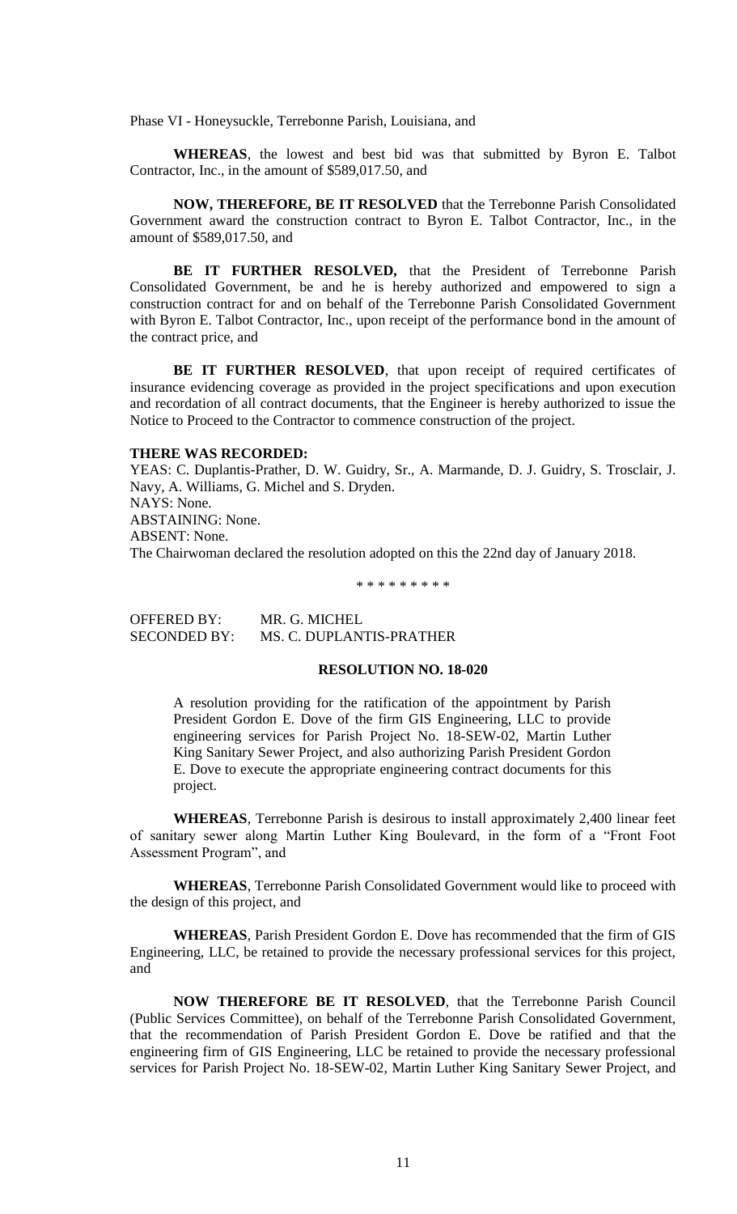Phase VI - Honeysuckle, Terrebonne Parish, Louisiana, and

**WHEREAS**, the lowest and best bid was that submitted by Byron E. Talbot Contractor, Inc., in the amount of $589,017.50, and

**NOW, THEREFORE, BE IT RESOLVED** that the Terrebonne Parish Consolidated Government award the construction contract to Byron E. Talbot Contractor, Inc., in the amount of $589,017.50, and

**BE IT FURTHER RESOLVED,** that the President of Terrebonne Parish Consolidated Government, be and he is hereby authorized and empowered to sign a construction contract for and on behalf of the Terrebonne Parish Consolidated Government with Byron E. Talbot Contractor, Inc., upon receipt of the performance bond in the amount of the contract price, and

**BE IT FURTHER RESOLVED**, that upon receipt of required certificates of insurance evidencing coverage as provided in the project specifications and upon execution and recordation of all contract documents, that the Engineer is hereby authorized to issue the Notice to Proceed to the Contractor to commence construction of the project.

**THERE WAS RECORDED:**

YEAS: C. Duplantis-Prather, D. W. Guidry, Sr., A. Marmande, D. J. Guidry, S. Trosclair, J. Navy, A. Williams, G. Michel and S. Dryden.
NAYS: None.
ABSTAINING: None.
ABSENT: None.
The Chairwoman declared the resolution adopted on this the 22nd day of January 2018.

\* \* \* \* \* \* \* \* \*

OFFERED BY: MR. G. MICHEL
SECONDED BY: MS. C. DUPLANTIS-PRATHER

**RESOLUTION NO. 18-020**

A resolution providing for the ratification of the appointment by Parish President Gordon E. Dove of the firm GIS Engineering, LLC to provide engineering services for Parish Project No. 18-SEW-02, Martin Luther King Sanitary Sewer Project, and also authorizing Parish President Gordon E. Dove to execute the appropriate engineering contract documents for this project.

**WHEREAS**, Terrebonne Parish is desirous to install approximately 2,400 linear feet of sanitary sewer along Martin Luther King Boulevard, in the form of a "Front Foot Assessment Program", and

**WHEREAS**, Terrebonne Parish Consolidated Government would like to proceed with the design of this project, and

**WHEREAS**, Parish President Gordon E. Dove has recommended that the firm of GIS Engineering, LLC, be retained to provide the necessary professional services for this project, and

**NOW THEREFORE BE IT RESOLVED**, that the Terrebonne Parish Council (Public Services Committee), on behalf of the Terrebonne Parish Consolidated Government, that the recommendation of Parish President Gordon E. Dove be ratified and that the engineering firm of GIS Engineering, LLC be retained to provide the necessary professional services for Parish Project No. 18-SEW-02, Martin Luther King Sanitary Sewer Project, and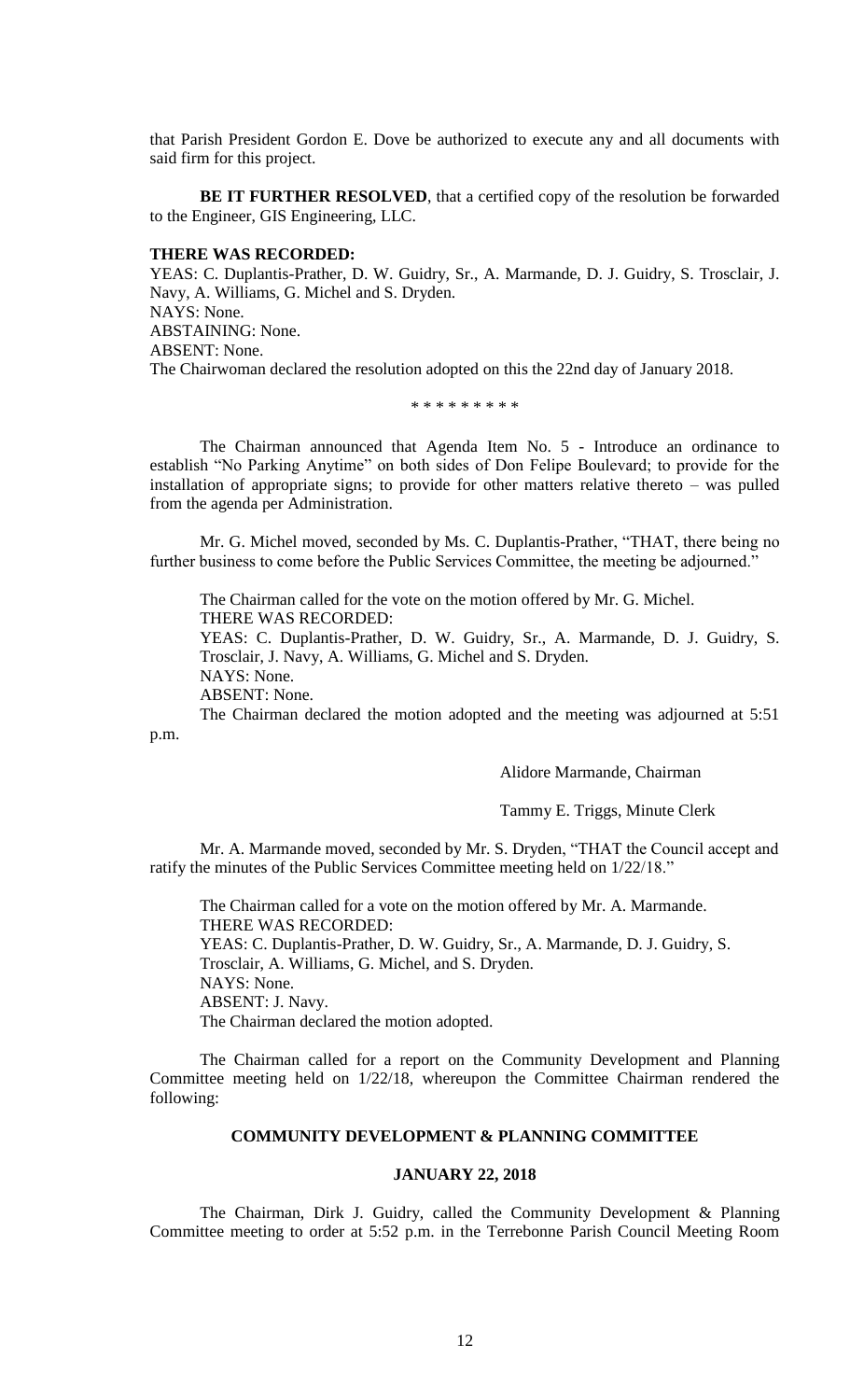that Parish President Gordon E. Dove be authorized to execute any and all documents with said firm for this project.

**BE IT FURTHER RESOLVED**, that a certified copy of the resolution be forwarded to the Engineer, GIS Engineering, LLC.

**THERE WAS RECORDED:**

YEAS: C. Duplantis-Prather, D. W. Guidry, Sr., A. Marmande, D. J. Guidry, S. Trosclair, J. Navy, A. Williams, G. Michel and S. Dryden.
NAYS: None.
ABSTAINING: None.
ABSENT: None.
The Chairwoman declared the resolution adopted on this the 22nd day of January 2018.

\* \* \* \* \* \* \* \* \*

The Chairman announced that Agenda Item No. 5 - Introduce an ordinance to establish "No Parking Anytime" on both sides of Don Felipe Boulevard; to provide for the installation of appropriate signs; to provide for other matters relative thereto – was pulled from the agenda per Administration.

Mr. G. Michel moved, seconded by Ms. C. Duplantis-Prather, "THAT, there being no further business to come before the Public Services Committee, the meeting be adjourned."

The Chairman called for the vote on the motion offered by Mr. G. Michel.
THERE WAS RECORDED:
YEAS: C. Duplantis-Prather, D. W. Guidry, Sr., A. Marmande, D. J. Guidry, S. Trosclair, J. Navy, A. Williams, G. Michel and S. Dryden.
NAYS: None.
ABSENT: None.
The Chairman declared the motion adopted and the meeting was adjourned at 5:51 p.m.

Alidore Marmande, Chairman

Tammy E. Triggs, Minute Clerk

Mr. A. Marmande moved, seconded by Mr. S. Dryden, "THAT the Council accept and ratify the minutes of the Public Services Committee meeting held on 1/22/18."

The Chairman called for a vote on the motion offered by Mr. A. Marmande.
THERE WAS RECORDED:
YEAS: C. Duplantis-Prather, D. W. Guidry, Sr., A. Marmande, D. J. Guidry, S. Trosclair, A. Williams, G. Michel, and S. Dryden.
NAYS: None.
ABSENT: J. Navy.
The Chairman declared the motion adopted.

The Chairman called for a report on the Community Development and Planning Committee meeting held on 1/22/18, whereupon the Committee Chairman rendered the following:

**COMMUNITY DEVELOPMENT & PLANNING COMMITTEE**

**JANUARY 22, 2018**

The Chairman, Dirk J. Guidry, called the Community Development & Planning Committee meeting to order at 5:52 p.m. in the Terrebonne Parish Council Meeting Room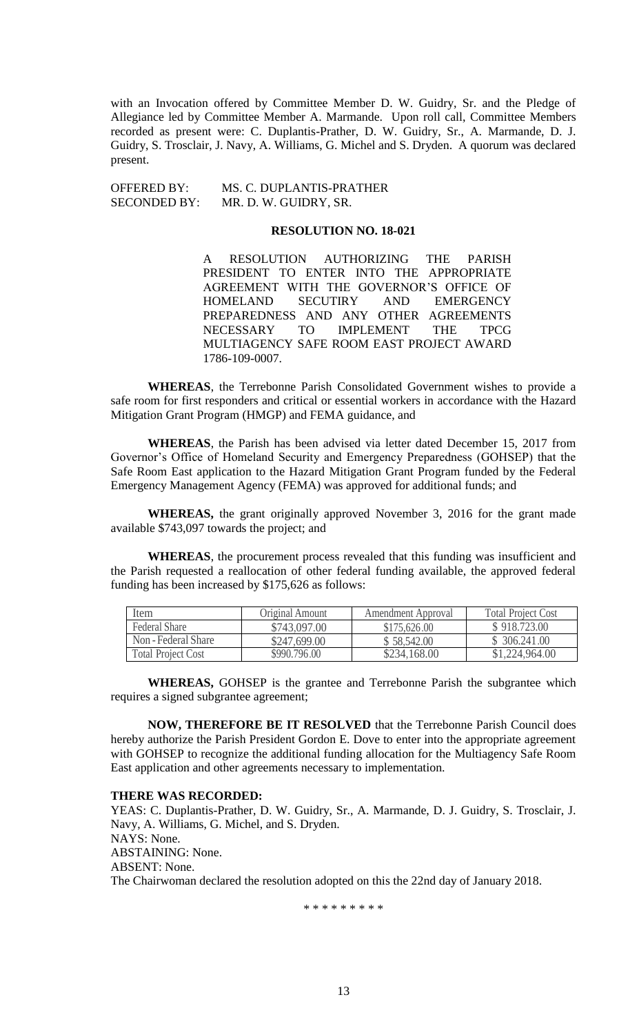with an Invocation offered by Committee Member D. W. Guidry, Sr. and the Pledge of Allegiance led by Committee Member A. Marmande. Upon roll call, Committee Members recorded as present were: C. Duplantis-Prather, D. W. Guidry, Sr., A. Marmande, D. J. Guidry, S. Trosclair, J. Navy, A. Williams, G. Michel and S. Dryden. A quorum was declared present.

OFFERED BY: MS. C. DUPLANTIS-PRATHER
SECONDED BY: MR. D. W. GUIDRY, SR.

**RESOLUTION NO. 18-021**

A RESOLUTION AUTHORIZING THE PARISH PRESIDENT TO ENTER INTO THE APPROPRIATE AGREEMENT WITH THE GOVERNOR'S OFFICE OF HOMELAND SECUTIRY AND EMERGENCY PREPAREDNESS AND ANY OTHER AGREEMENTS NECESSARY TO IMPLEMENT THE TPCG MULTIAGENCY SAFE ROOM EAST PROJECT AWARD 1786-109-0007.

**WHEREAS**, the Terrebonne Parish Consolidated Government wishes to provide a safe room for first responders and critical or essential workers in accordance with the Hazard Mitigation Grant Program (HMGP) and FEMA guidance, and

**WHEREAS**, the Parish has been advised via letter dated December 15, 2017 from Governor's Office of Homeland Security and Emergency Preparedness (GOHSEP) that the Safe Room East application to the Hazard Mitigation Grant Program funded by the Federal Emergency Management Agency (FEMA) was approved for additional funds; and

**WHEREAS,** the grant originally approved November 3, 2016 for the grant made available $743,097 towards the project; and

**WHEREAS**, the procurement process revealed that this funding was insufficient and the Parish requested a reallocation of other federal funding available, the approved federal funding has been increased by $175,626 as follows:

| Item | Original Amount | Amendment Approval | Total Project Cost |
|---|---|---|---|
| Federal Share | $743,097.00 | $175,626.00 | $ 918.723.00 |
| Non - Federal Share | $247,699.00 | $ 58,542.00 | $ 306.241.00 |
| Total Project Cost | $990.796.00 | $234,168.00 | $1,224,964.00 |

**WHEREAS,** GOHSEP is the grantee and Terrebonne Parish the subgrantee which requires a signed subgrantee agreement;

**NOW, THEREFORE BE IT RESOLVED** that the Terrebonne Parish Council does hereby authorize the Parish President Gordon E. Dove to enter into the appropriate agreement with GOHSEP to recognize the additional funding allocation for the Multiagency Safe Room East application and other agreements necessary to implementation.

**THERE WAS RECORDED:**

YEAS: C. Duplantis-Prather, D. W. Guidry, Sr., A. Marmande, D. J. Guidry, S. Trosclair, J. Navy, A. Williams, G. Michel, and S. Dryden.
NAYS: None.
ABSTAINING: None.
ABSENT: None.
The Chairwoman declared the resolution adopted on this the 22nd day of January 2018.

\* \* \* \* \* \* \* \* \*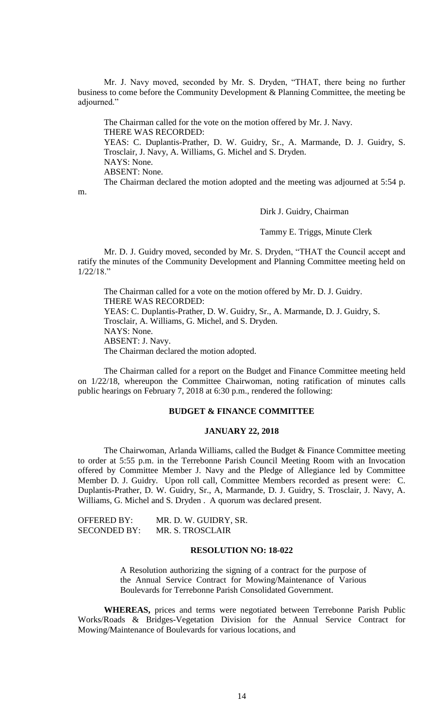Mr. J. Navy moved, seconded by Mr. S. Dryden, "THAT, there being no further business to come before the Community Development & Planning Committee, the meeting be adjourned."

The Chairman called for the vote on the motion offered by Mr. J. Navy.
THERE WAS RECORDED:
YEAS: C. Duplantis-Prather, D. W. Guidry, Sr., A. Marmande, D. J. Guidry, S. Trosclair, J. Navy, A. Williams, G. Michel and S. Dryden.
NAYS: None.
ABSENT: None.
The Chairman declared the motion adopted and the meeting was adjourned at 5:54 p. m.

Dirk J. Guidry, Chairman

Tammy E. Triggs, Minute Clerk

Mr. D. J. Guidry moved, seconded by Mr. S. Dryden, "THAT the Council accept and ratify the minutes of the Community Development and Planning Committee meeting held on 1/22/18."

The Chairman called for a vote on the motion offered by Mr. D. J. Guidry.
THERE WAS RECORDED:
YEAS: C. Duplantis-Prather, D. W. Guidry, Sr., A. Marmande, D. J. Guidry, S. Trosclair, A. Williams, G. Michel, and S. Dryden.
NAYS: None.
ABSENT: J. Navy.
The Chairman declared the motion adopted.

The Chairman called for a report on the Budget and Finance Committee meeting held on 1/22/18, whereupon the Committee Chairwoman, noting ratification of minutes calls public hearings on February 7, 2018 at 6:30 p.m., rendered the following:

**BUDGET & FINANCE COMMITTEE**

**JANUARY 22, 2018**

The Chairwoman, Arlanda Williams, called the Budget & Finance Committee meeting to order at 5:55 p.m. in the Terrebonne Parish Council Meeting Room with an Invocation offered by Committee Member J. Navy and the Pledge of Allegiance led by Committee Member D. J. Guidry. Upon roll call, Committee Members recorded as present were: C. Duplantis-Prather, D. W. Guidry, Sr., A, Marmande, D. J. Guidry, S. Trosclair, J. Navy, A. Williams, G. Michel and S. Dryden . A quorum was declared present.

OFFERED BY: MR. D. W. GUIDRY, SR.
SECONDED BY: MR. S. TROSCLAIR

**RESOLUTION NO: 18-022**

A Resolution authorizing the signing of a contract for the purpose of the Annual Service Contract for Mowing/Maintenance of Various Boulevards for Terrebonne Parish Consolidated Government.

**WHEREAS,** prices and terms were negotiated between Terrebonne Parish Public Works/Roads & Bridges-Vegetation Division for the Annual Service Contract for Mowing/Maintenance of Boulevards for various locations, and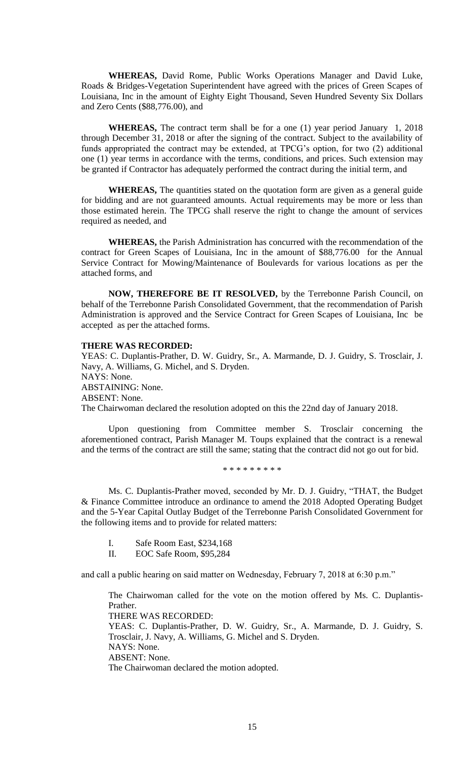**WHEREAS,** David Rome, Public Works Operations Manager and David Luke, Roads & Bridges-Vegetation Superintendent have agreed with the prices of Green Scapes of Louisiana, Inc in the amount of Eighty Eight Thousand, Seven Hundred Seventy Six Dollars and Zero Cents ($88,776.00), and

**WHEREAS,** The contract term shall be for a one (1) year period January 1, 2018 through December 31, 2018 or after the signing of the contract. Subject to the availability of funds appropriated the contract may be extended, at TPCG's option, for two (2) additional one (1) year terms in accordance with the terms, conditions, and prices. Such extension may be granted if Contractor has adequately performed the contract during the initial term, and

**WHEREAS,** The quantities stated on the quotation form are given as a general guide for bidding and are not guaranteed amounts. Actual requirements may be more or less than those estimated herein. The TPCG shall reserve the right to change the amount of services required as needed, and

**WHEREAS,** the Parish Administration has concurred with the recommendation of the contract for Green Scapes of Louisiana, Inc in the amount of $88,776.00 for the Annual Service Contract for Mowing/Maintenance of Boulevards for various locations as per the attached forms, and

**NOW, THEREFORE BE IT RESOLVED,** by the Terrebonne Parish Council, on behalf of the Terrebonne Parish Consolidated Government, that the recommendation of Parish Administration is approved and the Service Contract for Green Scapes of Louisiana, Inc be accepted as per the attached forms.

**THERE WAS RECORDED:**
YEAS: C. Duplantis-Prather, D. W. Guidry, Sr., A. Marmande, D. J. Guidry, S. Trosclair, J. Navy, A. Williams, G. Michel, and S. Dryden.
NAYS: None.
ABSTAINING: None.
ABSENT: None.
The Chairwoman declared the resolution adopted on this the 22nd day of January 2018.

Upon questioning from Committee member S. Trosclair concerning the aforementioned contract, Parish Manager M. Toups explained that the contract is a renewal and the terms of the contract are still the same; stating that the contract did not go out for bid.

\* \* \* \* \* \* \* \* \*

Ms. C. Duplantis-Prather moved, seconded by Mr. D. J. Guidry, "THAT, the Budget & Finance Committee introduce an ordinance to amend the 2018 Adopted Operating Budget and the 5-Year Capital Outlay Budget of the Terrebonne Parish Consolidated Government for the following items and to provide for related matters:

I. Safe Room East, $234,168
II. EOC Safe Room, $95,284

and call a public hearing on said matter on Wednesday, February 7, 2018 at 6:30 p.m."

The Chairwoman called for the vote on the motion offered by Ms. C. Duplantis-Prather.
THERE WAS RECORDED:
YEAS: C. Duplantis-Prather, D. W. Guidry, Sr., A. Marmande, D. J. Guidry, S. Trosclair, J. Navy, A. Williams, G. Michel and S. Dryden.
NAYS: None.
ABSENT: None.
The Chairwoman declared the motion adopted.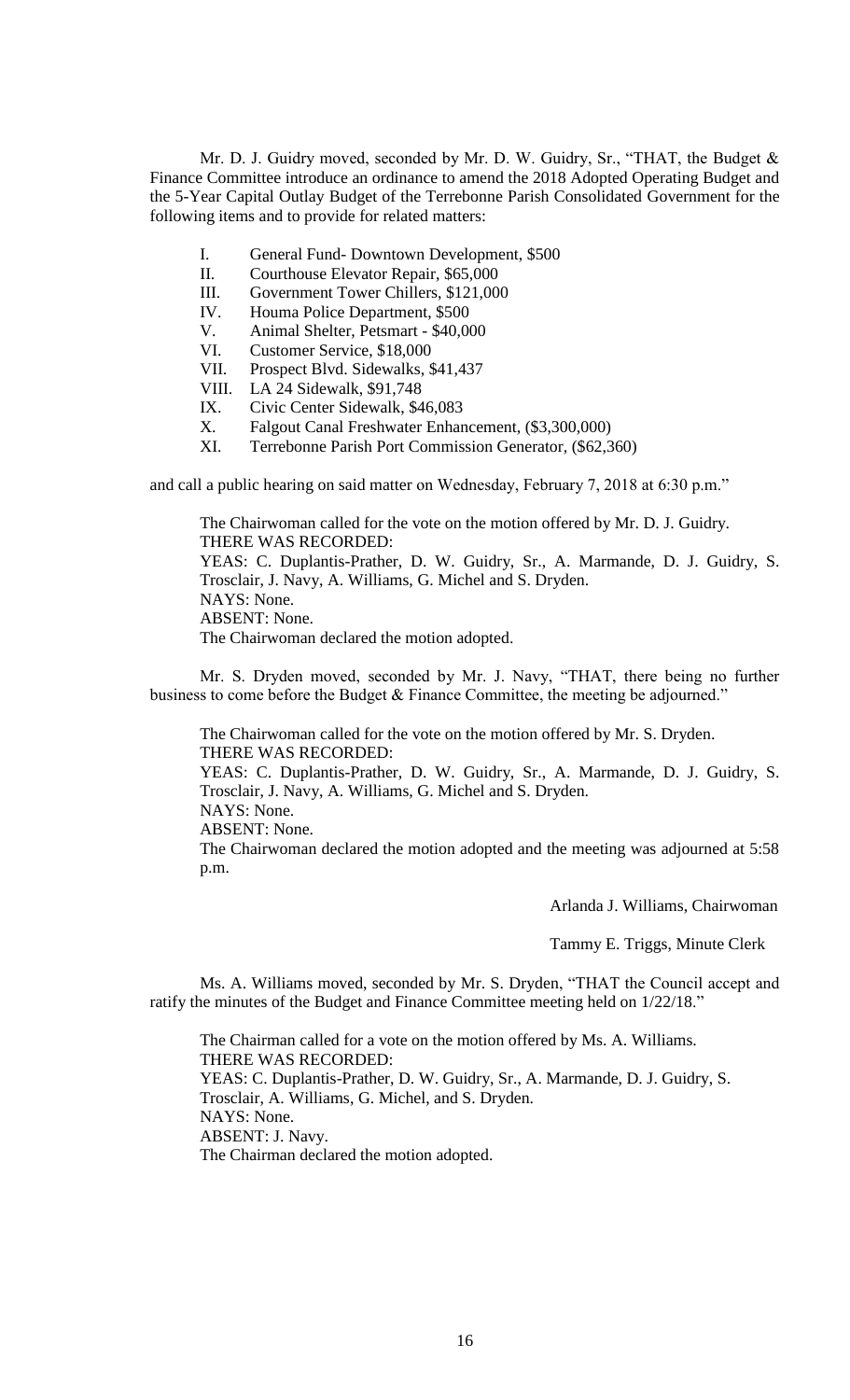Mr. D. J. Guidry moved, seconded by Mr. D. W. Guidry, Sr., "THAT, the Budget & Finance Committee introduce an ordinance to amend the 2018 Adopted Operating Budget and the 5-Year Capital Outlay Budget of the Terrebonne Parish Consolidated Government for the following items and to provide for related matters:

- I. General Fund- Downtown Development, $500
- II. Courthouse Elevator Repair, $65,000
- III. Government Tower Chillers, $121,000
- IV. Houma Police Department, $500
- V. Animal Shelter, Petsmart - $40,000
- VI. Customer Service, $18,000
- VII. Prospect Blvd. Sidewalks, $41,437
- VIII. LA 24 Sidewalk, $91,748
- IX. Civic Center Sidewalk, $46,083
- X. Falgout Canal Freshwater Enhancement, ($3,300,000)
- XI. Terrebonne Parish Port Commission Generator, ($62,360)

and call a public hearing on said matter on Wednesday, February 7, 2018 at 6:30 p.m."

The Chairwoman called for the vote on the motion offered by Mr. D. J. Guidry.
THERE WAS RECORDED:
YEAS: C. Duplantis-Prather, D. W. Guidry, Sr., A. Marmande, D. J. Guidry, S. Trosclair, J. Navy, A. Williams, G. Michel and S. Dryden.
NAYS: None.
ABSENT: None.
The Chairwoman declared the motion adopted.

Mr. S. Dryden moved, seconded by Mr. J. Navy, "THAT, there being no further business to come before the Budget & Finance Committee, the meeting be adjourned."

The Chairwoman called for the vote on the motion offered by Mr. S. Dryden.
THERE WAS RECORDED:
YEAS: C. Duplantis-Prather, D. W. Guidry, Sr., A. Marmande, D. J. Guidry, S. Trosclair, J. Navy, A. Williams, G. Michel and S. Dryden.
NAYS: None.
ABSENT: None.
The Chairwoman declared the motion adopted and the meeting was adjourned at 5:58 p.m.

Arlanda J. Williams, Chairwoman

Tammy E. Triggs, Minute Clerk

Ms. A. Williams moved, seconded by Mr. S. Dryden, "THAT the Council accept and ratify the minutes of the Budget and Finance Committee meeting held on 1/22/18."

The Chairman called for a vote on the motion offered by Ms. A. Williams.
THERE WAS RECORDED:
YEAS: C. Duplantis-Prather, D. W. Guidry, Sr., A. Marmande, D. J. Guidry, S. Trosclair, A. Williams, G. Michel, and S. Dryden.
NAYS: None.
ABSENT: J. Navy.
The Chairman declared the motion adopted.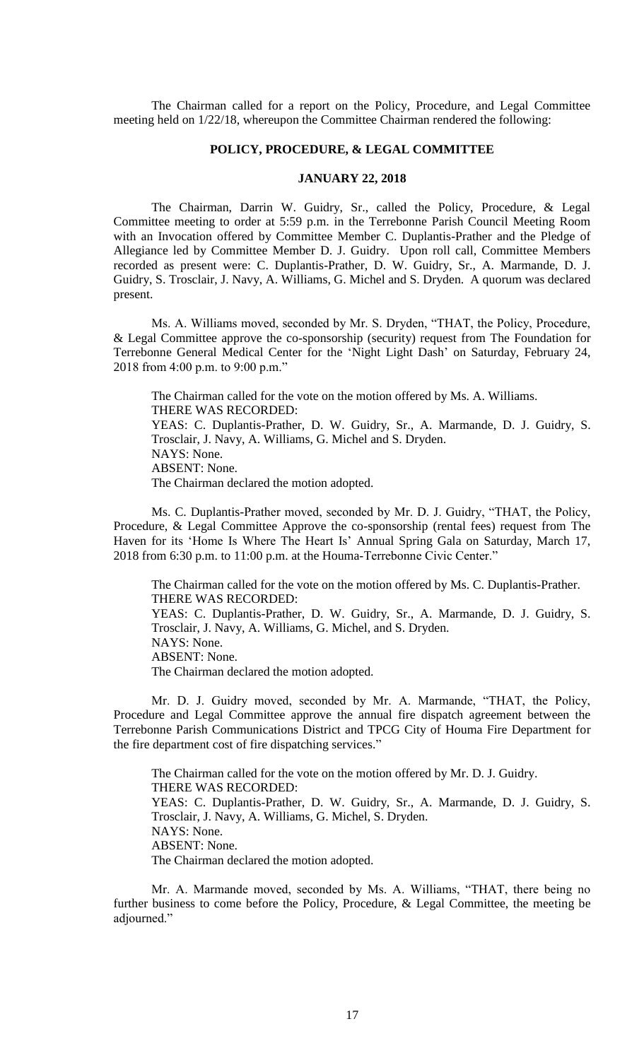The Chairman called for a report on the Policy, Procedure, and Legal Committee meeting held on 1/22/18, whereupon the Committee Chairman rendered the following:

**POLICY, PROCEDURE, & LEGAL COMMITTEE**

**JANUARY 22, 2018**

The Chairman, Darrin W. Guidry, Sr., called the Policy, Procedure, & Legal Committee meeting to order at 5:59 p.m. in the Terrebonne Parish Council Meeting Room with an Invocation offered by Committee Member C. Duplantis-Prather and the Pledge of Allegiance led by Committee Member D. J. Guidry. Upon roll call, Committee Members recorded as present were: C. Duplantis-Prather, D. W. Guidry, Sr., A. Marmande, D. J. Guidry, S. Trosclair, J. Navy, A. Williams, G. Michel and S. Dryden. A quorum was declared present.

Ms. A. Williams moved, seconded by Mr. S. Dryden, "THAT, the Policy, Procedure, & Legal Committee approve the co-sponsorship (security) request from The Foundation for Terrebonne General Medical Center for the 'Night Light Dash' on Saturday, February 24, 2018 from 4:00 p.m. to 9:00 p.m."

The Chairman called for the vote on the motion offered by Ms. A. Williams.
THERE WAS RECORDED:
YEAS: C. Duplantis-Prather, D. W. Guidry, Sr., A. Marmande, D. J. Guidry, S. Trosclair, J. Navy, A. Williams, G. Michel and S. Dryden.
NAYS: None.
ABSENT: None.
The Chairman declared the motion adopted.

Ms. C. Duplantis-Prather moved, seconded by Mr. D. J. Guidry, "THAT, the Policy, Procedure, & Legal Committee Approve the co-sponsorship (rental fees) request from The Haven for its 'Home Is Where The Heart Is' Annual Spring Gala on Saturday, March 17, 2018 from 6:30 p.m. to 11:00 p.m. at the Houma-Terrebonne Civic Center."

The Chairman called for the vote on the motion offered by Ms. C. Duplantis-Prather.
THERE WAS RECORDED:
YEAS: C. Duplantis-Prather, D. W. Guidry, Sr., A. Marmande, D. J. Guidry, S. Trosclair, J. Navy, A. Williams, G. Michel, and S. Dryden.
NAYS: None.
ABSENT: None.
The Chairman declared the motion adopted.

Mr. D. J. Guidry moved, seconded by Mr. A. Marmande, "THAT, the Policy, Procedure and Legal Committee approve the annual fire dispatch agreement between the Terrebonne Parish Communications District and TPCG City of Houma Fire Department for the fire department cost of fire dispatching services."

The Chairman called for the vote on the motion offered by Mr. D. J. Guidry.
THERE WAS RECORDED:
YEAS: C. Duplantis-Prather, D. W. Guidry, Sr., A. Marmande, D. J. Guidry, S. Trosclair, J. Navy, A. Williams, G. Michel, S. Dryden.
NAYS: None.
ABSENT: None.
The Chairman declared the motion adopted.

Mr. A. Marmande moved, seconded by Ms. A. Williams, "THAT, there being no further business to come before the Policy, Procedure, & Legal Committee, the meeting be adjourned."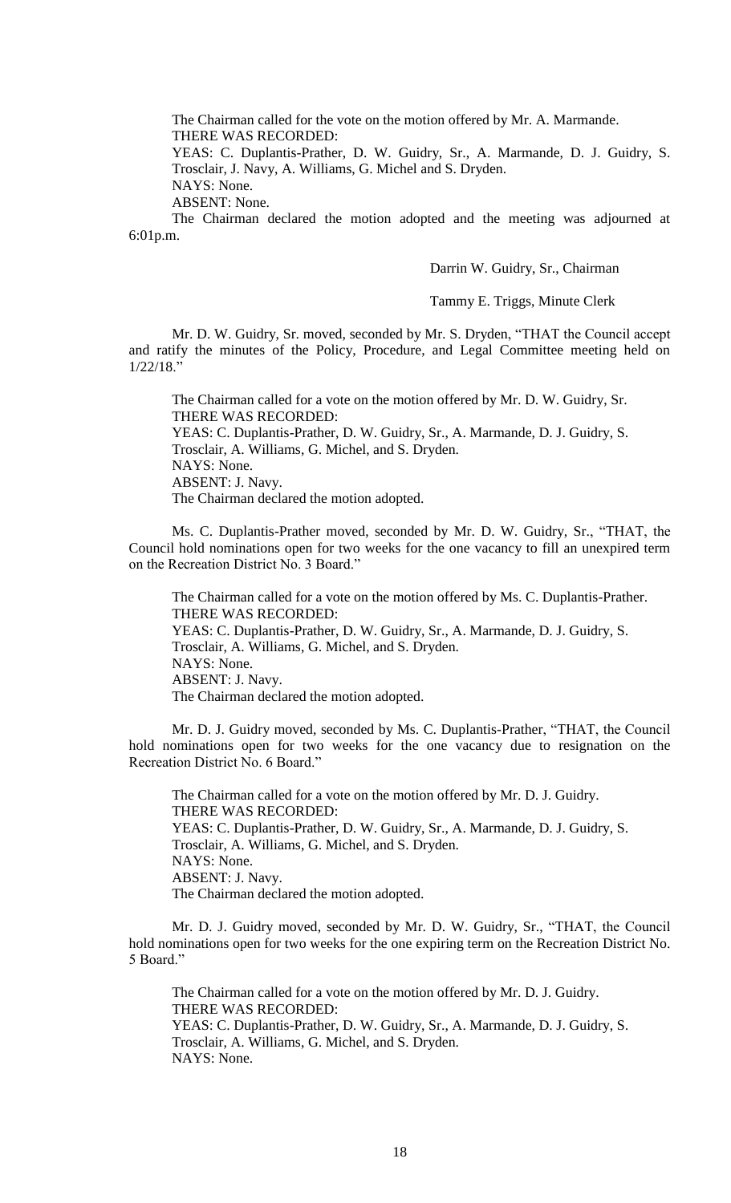The Chairman called for the vote on the motion offered by Mr. A. Marmande.
THERE WAS RECORDED:
YEAS: C. Duplantis-Prather, D. W. Guidry, Sr., A. Marmande, D. J. Guidry, S. Trosclair, J. Navy, A. Williams, G. Michel and S. Dryden.
NAYS: None.
ABSENT: None.
The Chairman declared the motion adopted and the meeting was adjourned at 6:01p.m.

Darrin W. Guidry, Sr., Chairman

Tammy E. Triggs, Minute Clerk

Mr. D. W. Guidry, Sr. moved, seconded by Mr. S. Dryden, "THAT the Council accept and ratify the minutes of the Policy, Procedure, and Legal Committee meeting held on 1/22/18."

The Chairman called for a vote on the motion offered by Mr. D. W. Guidry, Sr.
THERE WAS RECORDED:
YEAS: C. Duplantis-Prather, D. W. Guidry, Sr., A. Marmande, D. J. Guidry, S. Trosclair, A. Williams, G. Michel, and S. Dryden.
NAYS: None.
ABSENT: J. Navy.
The Chairman declared the motion adopted.

Ms. C. Duplantis-Prather moved, seconded by Mr. D. W. Guidry, Sr., "THAT, the Council hold nominations open for two weeks for the one vacancy to fill an unexpired term on the Recreation District No. 3 Board."

The Chairman called for a vote on the motion offered by Ms. C. Duplantis-Prather.
THERE WAS RECORDED:
YEAS: C. Duplantis-Prather, D. W. Guidry, Sr., A. Marmande, D. J. Guidry, S. Trosclair, A. Williams, G. Michel, and S. Dryden.
NAYS: None.
ABSENT: J. Navy.
The Chairman declared the motion adopted.

Mr. D. J. Guidry moved, seconded by Ms. C. Duplantis-Prather, "THAT, the Council hold nominations open for two weeks for the one vacancy due to resignation on the Recreation District No. 6 Board."

The Chairman called for a vote on the motion offered by Mr. D. J. Guidry.
THERE WAS RECORDED:
YEAS: C. Duplantis-Prather, D. W. Guidry, Sr., A. Marmande, D. J. Guidry, S. Trosclair, A. Williams, G. Michel, and S. Dryden.
NAYS: None.
ABSENT: J. Navy.
The Chairman declared the motion adopted.

Mr. D. J. Guidry moved, seconded by Mr. D. W. Guidry, Sr., "THAT, the Council hold nominations open for two weeks for the one expiring term on the Recreation District No. 5 Board."

The Chairman called for a vote on the motion offered by Mr. D. J. Guidry.
THERE WAS RECORDED:
YEAS: C. Duplantis-Prather, D. W. Guidry, Sr., A. Marmande, D. J. Guidry, S. Trosclair, A. Williams, G. Michel, and S. Dryden.
NAYS: None.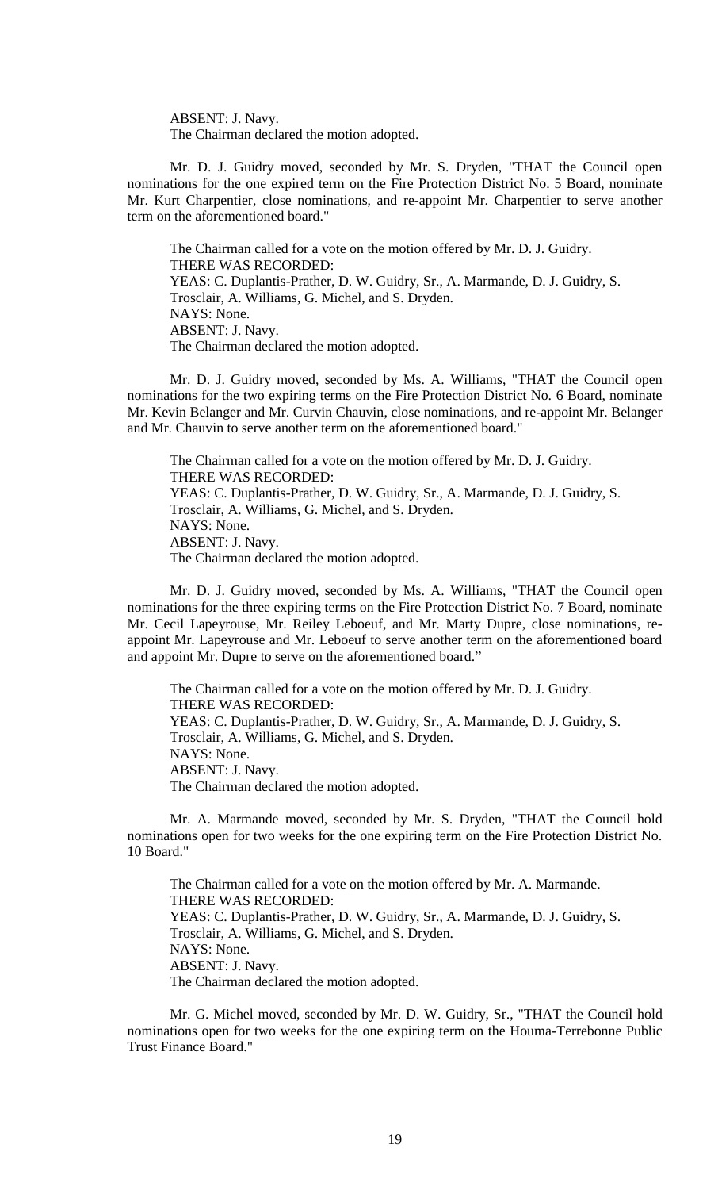ABSENT: J. Navy.
The Chairman declared the motion adopted.

Mr. D. J. Guidry moved, seconded by Mr. S. Dryden, "THAT the Council open nominations for the one expired term on the Fire Protection District No. 5 Board, nominate Mr. Kurt Charpentier, close nominations, and re-appoint Mr. Charpentier to serve another term on the aforementioned board."

The Chairman called for a vote on the motion offered by Mr. D. J. Guidry.
THERE WAS RECORDED:
YEAS: C. Duplantis-Prather, D. W. Guidry, Sr., A. Marmande, D. J. Guidry, S. Trosclair, A. Williams, G. Michel, and S. Dryden.
NAYS: None.
ABSENT: J. Navy.
The Chairman declared the motion adopted.

Mr. D. J. Guidry moved, seconded by Ms. A. Williams, "THAT the Council open nominations for the two expiring terms on the Fire Protection District No. 6 Board, nominate Mr. Kevin Belanger and Mr. Curvin Chauvin, close nominations, and re-appoint Mr. Belanger and Mr. Chauvin to serve another term on the aforementioned board."

The Chairman called for a vote on the motion offered by Mr. D. J. Guidry.
THERE WAS RECORDED:
YEAS: C. Duplantis-Prather, D. W. Guidry, Sr., A. Marmande, D. J. Guidry, S. Trosclair, A. Williams, G. Michel, and S. Dryden.
NAYS: None.
ABSENT: J. Navy.
The Chairman declared the motion adopted.

Mr. D. J. Guidry moved, seconded by Ms. A. Williams, "THAT the Council open nominations for the three expiring terms on the Fire Protection District No. 7 Board, nominate Mr. Cecil Lapeyrouse, Mr. Reiley Leboeuf, and Mr. Marty Dupre, close nominations, re-appoint Mr. Lapeyrouse and Mr. Leboeuf to serve another term on the aforementioned board and appoint Mr. Dupre to serve on the aforementioned board."

The Chairman called for a vote on the motion offered by Mr. D. J. Guidry.
THERE WAS RECORDED:
YEAS: C. Duplantis-Prather, D. W. Guidry, Sr., A. Marmande, D. J. Guidry, S. Trosclair, A. Williams, G. Michel, and S. Dryden.
NAYS: None.
ABSENT: J. Navy.
The Chairman declared the motion adopted.

Mr. A. Marmande moved, seconded by Mr. S. Dryden, "THAT the Council hold nominations open for two weeks for the one expiring term on the Fire Protection District No. 10 Board."

The Chairman called for a vote on the motion offered by Mr. A. Marmande.
THERE WAS RECORDED:
YEAS: C. Duplantis-Prather, D. W. Guidry, Sr., A. Marmande, D. J. Guidry, S. Trosclair, A. Williams, G. Michel, and S. Dryden.
NAYS: None.
ABSENT: J. Navy.
The Chairman declared the motion adopted.

Mr. G. Michel moved, seconded by Mr. D. W. Guidry, Sr., "THAT the Council hold nominations open for two weeks for the one expiring term on the Houma-Terrebonne Public Trust Finance Board."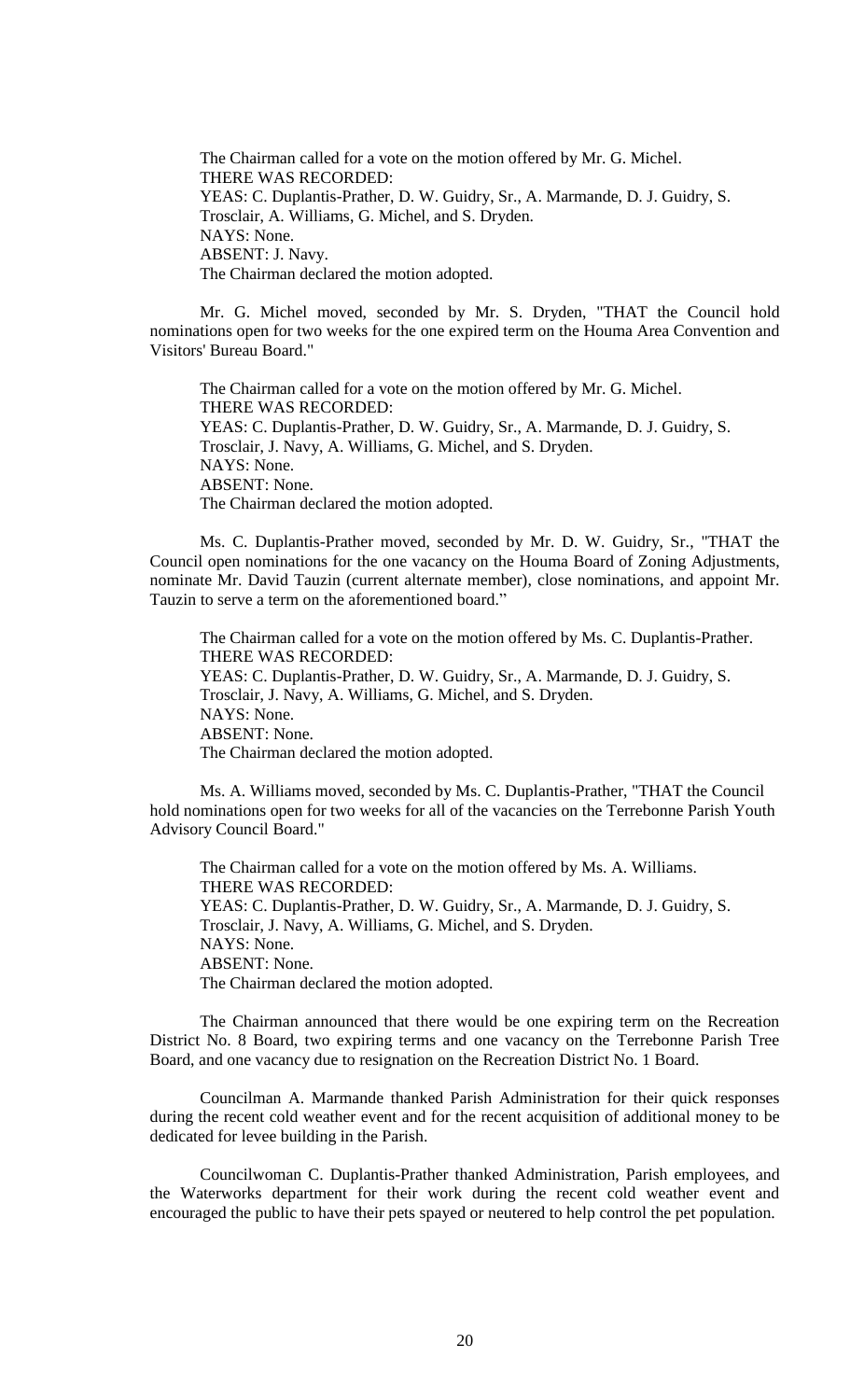The Chairman called for a vote on the motion offered by Mr. G. Michel.
THERE WAS RECORDED:
YEAS: C. Duplantis-Prather, D. W. Guidry, Sr., A. Marmande, D. J. Guidry, S. Trosclair, A. Williams, G. Michel, and S. Dryden.
NAYS: None.
ABSENT: J. Navy.
The Chairman declared the motion adopted.

Mr. G. Michel moved, seconded by Mr. S. Dryden, "THAT the Council hold nominations open for two weeks for the one expired term on the Houma Area Convention and Visitors' Bureau Board."

The Chairman called for a vote on the motion offered by Mr. G. Michel.
THERE WAS RECORDED:
YEAS: C. Duplantis-Prather, D. W. Guidry, Sr., A. Marmande, D. J. Guidry, S. Trosclair, J. Navy, A. Williams, G. Michel, and S. Dryden.
NAYS: None.
ABSENT: None.
The Chairman declared the motion adopted.

Ms. C. Duplantis-Prather moved, seconded by Mr. D. W. Guidry, Sr., "THAT the Council open nominations for the one vacancy on the Houma Board of Zoning Adjustments, nominate Mr. David Tauzin (current alternate member), close nominations, and appoint Mr. Tauzin to serve a term on the aforementioned board."

The Chairman called for a vote on the motion offered by Ms. C. Duplantis-Prather.
THERE WAS RECORDED:
YEAS: C. Duplantis-Prather, D. W. Guidry, Sr., A. Marmande, D. J. Guidry, S. Trosclair, J. Navy, A. Williams, G. Michel, and S. Dryden.
NAYS: None.
ABSENT: None.
The Chairman declared the motion adopted.

Ms. A. Williams moved, seconded by Ms. C. Duplantis-Prather, "THAT the Council hold nominations open for two weeks for all of the vacancies on the Terrebonne Parish Youth Advisory Council Board."

The Chairman called for a vote on the motion offered by Ms. A. Williams.
THERE WAS RECORDED:
YEAS: C. Duplantis-Prather, D. W. Guidry, Sr., A. Marmande, D. J. Guidry, S. Trosclair, J. Navy, A. Williams, G. Michel, and S. Dryden.
NAYS: None.
ABSENT: None.
The Chairman declared the motion adopted.

The Chairman announced that there would be one expiring term on the Recreation District No. 8 Board, two expiring terms and one vacancy on the Terrebonne Parish Tree Board, and one vacancy due to resignation on the Recreation District No. 1 Board.

Councilman A. Marmande thanked Parish Administration for their quick responses during the recent cold weather event and for the recent acquisition of additional money to be dedicated for levee building in the Parish.

Councilwoman C. Duplantis-Prather thanked Administration, Parish employees, and the Waterworks department for their work during the recent cold weather event and encouraged the public to have their pets spayed or neutered to help control the pet population.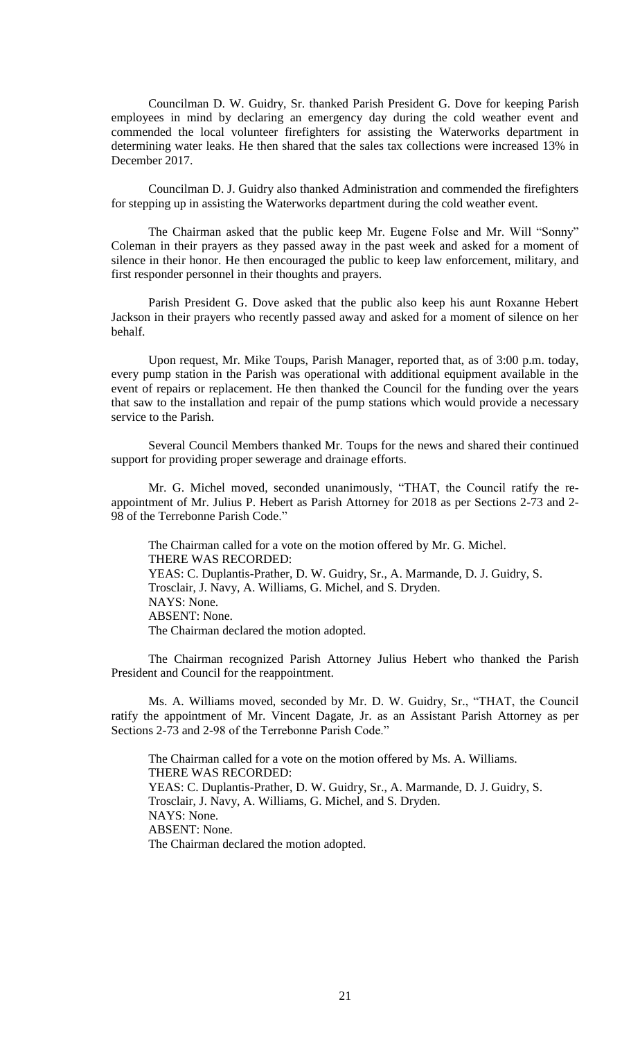Councilman D. W. Guidry, Sr. thanked Parish President G. Dove for keeping Parish employees in mind by declaring an emergency day during the cold weather event and commended the local volunteer firefighters for assisting the Waterworks department in determining water leaks. He then shared that the sales tax collections were increased 13% in December 2017.

Councilman D. J. Guidry also thanked Administration and commended the firefighters for stepping up in assisting the Waterworks department during the cold weather event.

The Chairman asked that the public keep Mr. Eugene Folse and Mr. Will "Sonny" Coleman in their prayers as they passed away in the past week and asked for a moment of silence in their honor. He then encouraged the public to keep law enforcement, military, and first responder personnel in their thoughts and prayers.

Parish President G. Dove asked that the public also keep his aunt Roxanne Hebert Jackson in their prayers who recently passed away and asked for a moment of silence on her behalf.

Upon request, Mr. Mike Toups, Parish Manager, reported that, as of 3:00 p.m. today, every pump station in the Parish was operational with additional equipment available in the event of repairs or replacement. He then thanked the Council for the funding over the years that saw to the installation and repair of the pump stations which would provide a necessary service to the Parish.

Several Council Members thanked Mr. Toups for the news and shared their continued support for providing proper sewerage and drainage efforts.

Mr. G. Michel moved, seconded unanimously, "THAT, the Council ratify the re-appointment of Mr. Julius P. Hebert as Parish Attorney for 2018 as per Sections 2-73 and 2-98 of the Terrebonne Parish Code."

The Chairman called for a vote on the motion offered by Mr. G. Michel.
THERE WAS RECORDED:
YEAS: C. Duplantis-Prather, D. W. Guidry, Sr., A. Marmande, D. J. Guidry, S. Trosclair, J. Navy, A. Williams, G. Michel, and S. Dryden.
NAYS: None.
ABSENT: None.
The Chairman declared the motion adopted.

The Chairman recognized Parish Attorney Julius Hebert who thanked the Parish President and Council for the reappointment.

Ms. A. Williams moved, seconded by Mr. D. W. Guidry, Sr., "THAT, the Council ratify the appointment of Mr. Vincent Dagate, Jr. as an Assistant Parish Attorney as per Sections 2-73 and 2-98 of the Terrebonne Parish Code."

The Chairman called for a vote on the motion offered by Ms. A. Williams.
THERE WAS RECORDED:
YEAS: C. Duplantis-Prather, D. W. Guidry, Sr., A. Marmande, D. J. Guidry, S. Trosclair, J. Navy, A. Williams, G. Michel, and S. Dryden.
NAYS: None.
ABSENT: None.
The Chairman declared the motion adopted.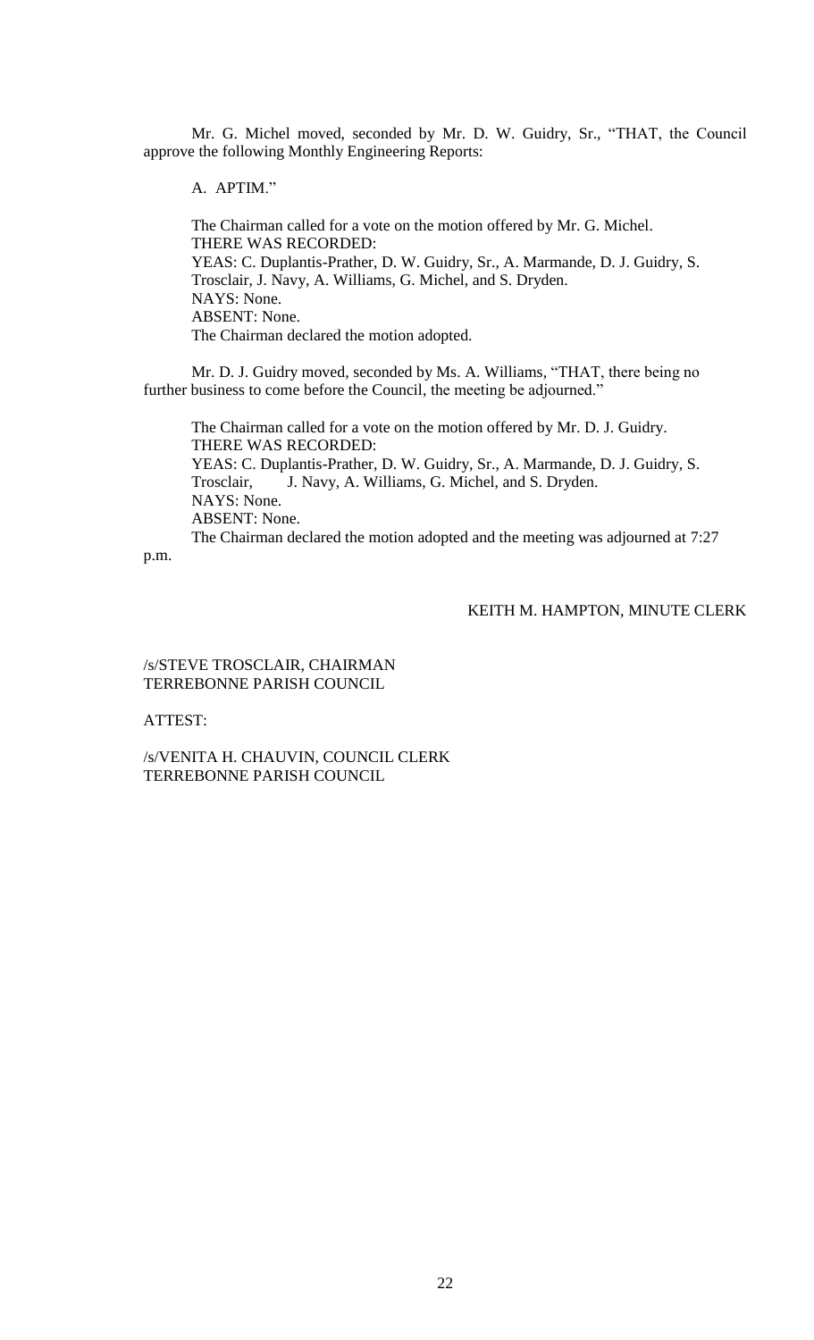Mr. G. Michel moved, seconded by Mr. D. W. Guidry, Sr., "THAT, the Council approve the following Monthly Engineering Reports:

A. APTIM."

The Chairman called for a vote on the motion offered by Mr. G. Michel.
THERE WAS RECORDED:
YEAS: C. Duplantis-Prather, D. W. Guidry, Sr., A. Marmande, D. J. Guidry, S. Trosclair, J. Navy, A. Williams, G. Michel, and S. Dryden.
NAYS: None.
ABSENT: None.
The Chairman declared the motion adopted.

Mr. D. J. Guidry moved, seconded by Ms. A. Williams, "THAT, there being no further business to come before the Council, the meeting be adjourned."

The Chairman called for a vote on the motion offered by Mr. D. J. Guidry.
THERE WAS RECORDED:
YEAS: C. Duplantis-Prather, D. W. Guidry, Sr., A. Marmande, D. J. Guidry, S. Trosclair, J. Navy, A. Williams, G. Michel, and S. Dryden.
NAYS: None.
ABSENT: None.
The Chairman declared the motion adopted and the meeting was adjourned at 7:27 p.m.

KEITH M. HAMPTON, MINUTE CLERK

/s/STEVE TROSCLAIR, CHAIRMAN
TERREBONNE PARISH COUNCIL

ATTEST:

/s/VENITA H. CHAUVIN, COUNCIL CLERK
TERREBONNE PARISH COUNCIL